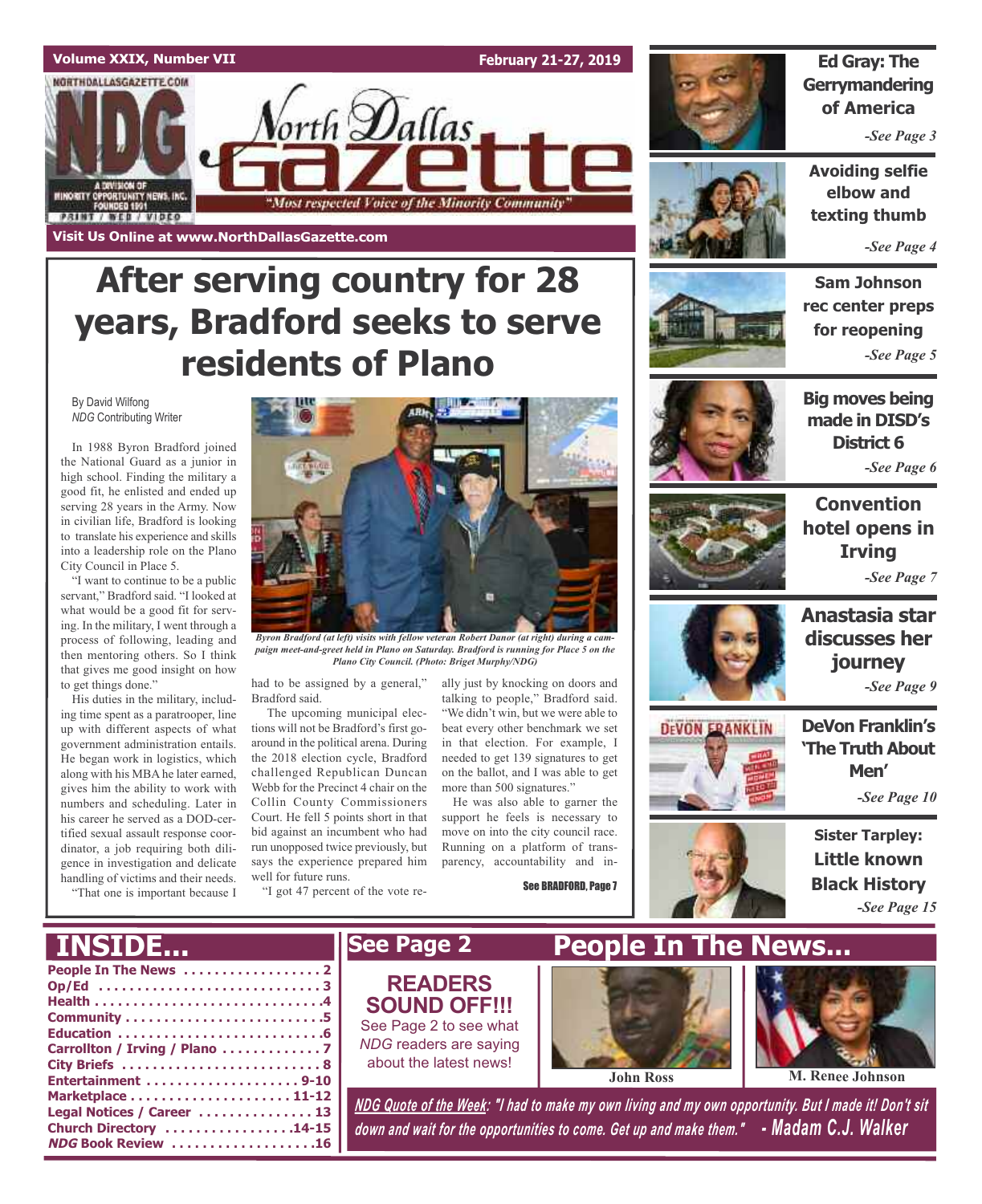Volume XXIX, Number VII — February 21-27, 2019

# North Dallas Gazette

*"Most respected Voice of the Minority Community"*

Visit Us Online at www.NorthDallasGazette.com

# After serving country for 28 years, Bradford seeks to serve residents of Plano

By David Wilfong
*NDG* Contributing Writer

In 1988 Byron Bradford joined the National Guard as a junior in high school. Finding the military a good fit, he enlisted and ended up serving 28 years in the Army. Now in civilian life, Bradford is looking to translate his experience and skills into a leadership role on the Plano City Council in Place 5.

"I want to continue to be a public servant," Bradford said. "I looked at what would be a good fit for serving. In the military, I went through a process of following, leading and then mentoring others. So I think that gives me good insight on how to get things done."

His duties in the military, including time spent as a paratrooper, line up with different aspects of what government administration entails. He began work in logistics, which along with his MBA he later earned, gives him the ability to work with numbers and scheduling. Later in his career he served as a DOD-certified sexual assault response coordinator, a job requiring both diligence in investigation and delicate handling of victims and their needs.

"That one is important because I had to be assigned by a general," Bradford said.

The upcoming municipal elections will not be Bradford's first go-around in the political arena. During the 2018 election cycle, Bradford challenged Republican Duncan Webb for the Precinct 4 chair on the Collin County Commissioners Court. He fell 5 points short in that bid against an incumbent who had run unopposed twice previously, but says the experience prepared him well for future runs.

"I got 47 percent of the vote really just by knocking on doors and talking to people," Bradford said. "We didn't win, but we were able to beat every other benchmark we set in that election. For example, I needed to get 139 signatures to get on the ballot, and I was able to get more than 500 signatures."

He was also able to garner the support he feels is necessary to move on into the city council race. Running on a platform of transparency, accountability and in-

See BRADFORD, Page 7

*Byron Bradford (at left) visits with fellow veteran Robert Danor (at right) during a campaign meet-and-greet held in Plano on Saturday. Bradford is running for Place 5 on the Plano City Council. (Photo: Briget Murphy/NDG)*

**Ed Gray: The Gerrymandering of America** — *See Page 3*

**Avoiding selfie elbow and texting thumb** — *See Page 4*

**Sam Johnson rec center preps for reopening** — *See Page 5*

**Big moves being made in DISD's District 6** — *See Page 6*

**Convention hotel opens in Irving** — *See Page 7*

**Anastasia star discusses her journey** — *See Page 9*

**DeVon Franklin's 'The Truth About Men'** — *See Page 10*

**Sister Tarpley: Little known Black History** — *See Page 15*

## INSIDE...

- People In The News .................. 2
- Op/Ed .................. 3
- Health .................. 4
- Community .................. 5
- Education .................. 6
- Carrollton / Irving / Plano .................. 7
- City Briefs .................. 8
- Entertainment .................. 9-10
- Marketplace .................. 11-12
- Legal Notices / Career .................. 13
- Church Directory .................. 14-15
- *NDG* Book Review .................. 16

## See Page 2

**READERS SOUND OFF!!!**
See Page 2 to see what *NDG* readers are saying about the latest news!

## People In The News...

John Ross

M. Renee Johnson

***NDG Quote of the Week*: "I had to make my own living and my own opportunity. But I made it! Don't sit down and wait for the opportunities to come. Get up and make them." - Madam C.J. Walker**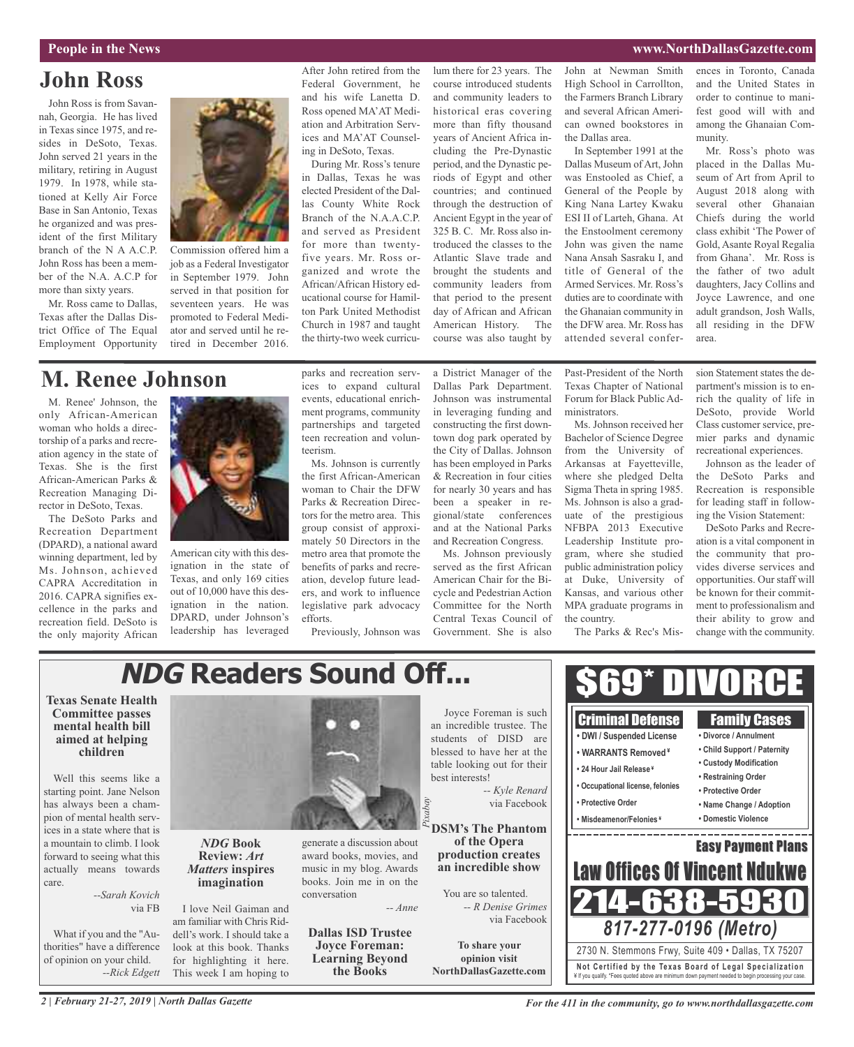## John Ross

John Ross is from Savannah, Georgia. He has lived in Texas since 1975, and resides in DeSoto, Texas. John served 21 years in the military, retiring in August 1979. In 1978, while stationed at Kelly Air Force Base in San Antonio, Texas he organized and was president of the first Military branch of the N A A.C.P. John Ross has been a member of the N.A. A.C.P for more than sixty years.

Mr. Ross came to Dallas, Texas after the Dallas District Office of The Equal Employment Opportunity Commission offered him a job as a Federal Investigator in September 1979. John served in that position for seventeen years. He was promoted to Federal Mediator and served until he retired in December 2016.

After John retired from the Federal Government, he and his wife Lanetta D. Ross opened MA'AT Mediation and Arbitration Services and MA'AT Counseling in DeSoto, Texas.

During Mr. Ross's tenure in Dallas, Texas he was elected President of the Dallas County White Rock Branch of the N.A.A.C.P. and served as President for more than twenty-five years. Mr. Ross organized and wrote the African/African History educational course for Hamilton Park United Methodist Church in 1987 and taught the thirty-two week curriculum there for 23 years. The course introduced students and community leaders to historical eras covering more than fifty thousand years of Ancient Africa including the Pre-Dynastic period, and the Dynastic periods of Egypt and other countries; and continued through the destruction of Ancient Egypt in the year of 325 B. C. Mr. Ross also introduced the classes to the Atlantic Slave trade and brought the students and community leaders from that period to the present day of African and African American History. The course was also taught by John at Newman Smith High School in Carrollton, the Farmers Branch Library and several African American owned bookstores in the Dallas area.

In September 1991 at the Dallas Museum of Art, John was Enstooled as Chief, a General of the People by King Nana Lartey Kwaku ESI II of Larteh, Ghana. At the Enstoolment ceremony John was given the name Nana Ansah Sasraku I, and title of General of the Armed Services. Mr. Ross's duties are to coordinate with the Ghanaian community in the DFW area. Mr. Ross has attended several conferences in Toronto, Canada and the United States in order to continue to manifest good will with and among the Ghanaian Community.

Mr. Ross's photo was placed in the Dallas Museum of Art from April to August 2018 along with several other Ghanaian Chiefs during the world class exhibit 'The Power of Gold, Asante Royal Regalia from Ghana'. Mr. Ross is the father of two adult daughters, Jacy Collins and Joyce Lawrence, and one adult grandson, Josh Walls, all residing in the DFW area.

## M. Renee Johnson

M. Renee' Johnson, the only African-American woman who holds a directorship of a parks and recreation agency in the state of Texas. She is the first African-American Parks & Recreation Managing Director in DeSoto, Texas.

The DeSoto Parks and Recreation Department (DPARD), a national award winning department, led by Ms. Johnson, achieved CAPRA Accreditation in 2016. CAPRA signifies excellence in the parks and recreation field. DeSoto is the only majority African American city with this designation in the state of Texas, and only 169 cities out of 10,000 have this designation in the nation. DPARD, under Johnson's leadership has leveraged parks and recreation services to expand cultural events, educational enrichment programs, community partnerships and targeted teen recreation and volunteerism.

Ms. Johnson is currently the first African-American woman to Chair the DFW Parks & Recreation Directors for the metro area. This group consist of approximately 50 Directors in the metro area that promote the benefits of parks and recreation, develop future leaders, and work to influence legislative park advocacy efforts.

Previously, Johnson was a District Manager of the Dallas Park Department. Johnson was instrumental in leveraging funding and constructing the first downtown dog park operated by the City of Dallas. Johnson has been employed in Parks & Recreation in four cities for nearly 30 years and has been a speaker in regional/state conferences and at the National Parks and Recreation Congress.

Ms. Johnson previously served as the first African American Chair for the Bicycle and Pedestrian Action Committee for the North Central Texas Council of Government. She is also Past-President of the North Texas Chapter of National Forum for Black Public Administrators.

Ms. Johnson received her Bachelor of Science Degree from the University of Arkansas at Fayetteville, where she pledged Delta Sigma Theta in spring 1985. Ms. Johnson is also a graduate of the prestigious NFBPA 2013 Executive Leadership Institute program, where she studied public administration policy at Duke, University of Kansas, and various other MPA graduate programs in the country.

The Parks & Rec's Mission Statement states the department's mission is to enrich the quality of life in DeSoto, provide World Class customer service, premier parks and dynamic recreational experiences.

Johnson as the leader of the DeSoto Parks and Recreation is responsible for leading staff in following the Vision Statement:

DeSoto Parks and Recreation is a vital component in the community that provides diverse services and opportunities. Our staff will be known for their commitment to professionalism and their ability to grow and change with the community.

## *NDG* Readers Sound Off...

**Texas Senate Health Committee passes mental health bill aimed at helping children**

Well this seems like a starting point. Jane Nelson has always been a champion of mental health services in a state where that is a mountain to climb. I look forward to seeing what this actually means towards care.

*--Sarah Kovich* via FB

What if you and the "Authorities" have a difference of opinion on your child.

*--Rick Edgett*

*Pixabay*

***NDG* Book Review: *Art Matters* inspires imagination**

I love Neil Gaiman and am familiar with Chris Riddell's work. I should take a look at this book. Thanks for highlighting it here. This week I am hoping to generate a discussion about award books, movies, and music in my blog. Awards books. Join me in on the conversation

*-- Anne*

**Dallas ISD Trustee Joyce Foreman: Learning Beyond the Books**

Joyce Foreman is such an incredible trustee. The students of DISD are blessed to have her at the table looking out for their best interests!

*-- Kyle Renard* via Facebook

**DSM's The Phantom of the Opera production creates an incredible show**

You are so talented.

*-- R Denise Grimes* via Facebook

**To share your opinion visit NorthDallasGazette.com**

# $69* DIVORCE

**Criminal Defense**
- DWI / Suspended License
- WARRANTS Removed ¥
- 24 Hour Jail Release ¥
- Occupational license, felonies
- Protective Order
- Misdeamenor/Felonies ¥

**Family Cases**
- Divorce / Annulment
- Child Support / Paternity
- Custody Modification
- Restraining Order
- Protective Order
- Name Change / Adoption
- Domestic Violence

**Easy Payment Plans**

**Law Offices Of Vincent Ndukwe**

**214-638-5930**

***817-277-0196 (Metro)***

2730 N. Stemmons Frwy, Suite 409 • Dallas, TX 75207

**Not Certified by the Texas Board of Legal Specialization**

¥ If you qualify. *Fees quoted above are minimum down payment needed to begin processing your case.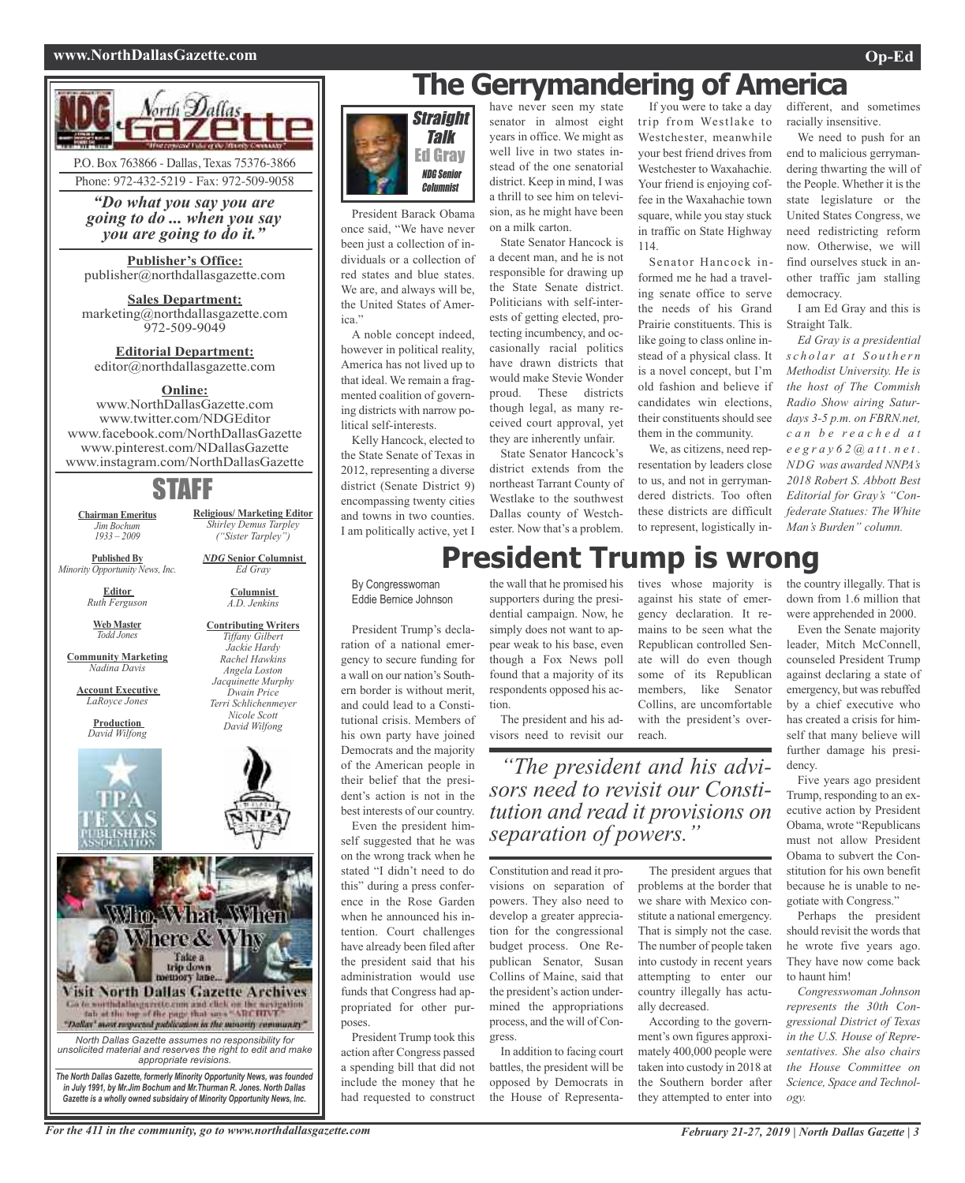# The Gerrymandering of America

**Straight Talk**
**Ed Gray**
*NDG Senior Columnist*

President Barack Obama once said, "We have never been just a collection of individuals or a collection of red states and blue states. We are, and always will be, the United States of America."

A noble concept indeed, however in political reality, America has not lived up to that ideal. We remain a fragmented coalition of governing districts with narrow political self-interests.

Kelly Hancock, elected to the State Senate of Texas in 2012, representing a diverse district (Senate District 9) encompassing twenty cities and towns in two counties. I am politically active, yet I have never seen my state senator in almost eight years in office. We might as well live in two states instead of the one senatorial district. Keep in mind, I was a thrill to see him on television, as he might have been on a milk carton.

State Senator Hancock is a decent man, and he is not responsible for drawing up the State Senate district. Politicians with self-interests of getting elected, protecting incumbency, and occasionally racial politics have drawn districts that would make Stevie Wonder proud. These districts though legal, as many received court approval, yet they are inherently unfair.

State Senator Hancock's district extends from the northeast Tarrant County of Westlake to the southwest Dallas county of Westchester. Now that's a problem.

If you were to take a day trip from Westlake to Westchester, meanwhile your best friend drives from Westchester to Waxahachie. Your friend is enjoying coffee in the Waxahachie town square, while you stay stuck in traffic on State Highway 114.

Senator Hancock informed me he had a traveling senate office to serve the needs of his Grand Prairie constituents. This is like going to class online instead of a physical class. It is a novel concept, but I'm old fashion and believe if candidates win elections, their constituents should see them in the community.

We, as citizens, need representation by leaders close to us, and not in gerrymandered districts. Too often these districts are difficult to represent, logistically indifferent, and sometimes racially insensitive.

We need to push for an end to malicious gerrymandering thwarting the will of the People. Whether it is the state legislature or the United States Congress, we need redistricting reform now. Otherwise, we will find ourselves stuck in another traffic jam stalling democracy.

I am Ed Gray and this is Straight Talk.

*Ed Gray is a presidential scholar at Southern Methodist University. He is the host of The Commish Radio Show airing Saturdays 3-5 p.m. on FBRN.net, can be reached at eegray62@att.net. NDG was awarded NNPA's 2018 Robert S. Abbott Best Editorial for Gray's "Confederate Statues: The White Man's Burden" column.*

# President Trump is wrong

By Congresswoman Eddie Bernice Johnson

President Trump's declaration of a national emergency to secure funding for a wall on our nation's Southern border is without merit, and could lead to a Constitutional crisis. Members of his own party have joined Democrats and the majority of the American people in their belief that the president's action is not in the best interests of our country.

Even the president himself suggested that he was on the wrong track when he stated "I didn't need to do this" during a press conference in the Rose Garden when he announced his intention. Court challenges have already been filed after the president said that his administration would use funds that Congress had appropriated for other purposes.

President Trump took this action after Congress passed a spending bill that did not include the money that he had requested to construct the wall that he promised his supporters during the presidential campaign. Now, he simply does not want to appear weak to his base, even though a Fox News poll found that a majority of its respondents opposed his action.

The president and his advisors need to revisit our Constitution and read it provisions on separation of powers. They also need to develop a greater appreciation for the congressional budget process. One Republican Senator, Susan Collins of Maine, said that the president's action undermined the appropriations process, and the will of Congress.

> *"The president and his advisors need to revisit our Constitution and read it provisions on separation of powers."*

In addition to facing court battles, the president will be opposed by Democrats in the House of Representatives whose majority is against his state of emergency declaration. It remains to be seen what the Republican controlled Senate will do even though some of its Republican members, like Senator Collins, are uncomfortable with the president's overreach.

The president argues that problems at the border that we share with Mexico constitute a national emergency. That is simply not the case. The number of people taken into custody in recent years attempting to enter our country illegally has actually decreased.

According to the government's own figures approximately 400,000 people were taken into custody in 2018 at the Southern border after they attempted to enter into the country illegally. That is down from 1.6 million that were apprehended in 2000.

Even the Senate majority leader, Mitch McConnell, counseled President Trump against declaring a state of emergency, but was rebuffed by a chief executive who has created a crisis for himself that many believe will further damage his presidency.

Five years ago president Trump, responding to an executive action by President Obama, wrote "Republicans must not allow President Obama to subvert the Constitution for his own benefit because he is unable to negotiate with Congress."

Perhaps the president should revisit the words that he wrote five years ago. They have now come back to haunt him!

*Congresswoman Johnson represents the 30th Congressional District of Texas in the U.S. House of Representatives. She also chairs the House Committee on Science, Space and Technology.*

---

**North Dallas Gazette**

P.O. Box 763866 - Dallas, Texas 75376-3866
Phone: 972-432-5219 - Fax: 972-509-9058

*"Do what you say you are going to do ... when you say you are going to do it."*

**Publisher's Office:**
publisher@northdallasgazette.com

**Sales Department:**
marketing@northdallasgazette.com
972-509-9049

**Editorial Department:**
editor@northdallasgazette.com

**Online:**
www.NorthDallasGazette.com
www.twitter.com/NDGEditor
www.facebook.com/NorthDallasGazette
www.pinterest.com/NDallasGazette
www.instagram.com/NorthDallasGazette

## STAFF

**Chairman Emeritus**
*Jim Bochum 1933 – 2009*

**Published By**
*Minority Opportunity News, Inc.*

**Editor**
*Ruth Ferguson*

**Web Master**
*Todd Jones*

**Community Marketing**
*Nadina Davis*

**Account Executive**
*LaRoyce Jones*

**Production**
*David Wilfong*

**Religious/ Marketing Editor**
*Shirley Demus Tarpley ("Sister Tarpley")*

***NDG* Senior Columnist**
*Ed Gray*

**Columnist**
*A.D. Jenkins*

**Contributing Writers**
*Tiffany Gilbert*
*Jackie Hardy*
*Rachel Hawkins*
*Angela Loston*
*Jacquinette Murphy*
*Dwain Price*
*Terri Schlichenmeyer*
*Nicole Scott*
*David Wilfong*

Who, What, When Where & Why — Take a trip down memory lane... Visit North Dallas Gazette Archives. Go to northdallasgazette.com and click on the navigation tab at the top of the page that says "ARCHIVE". "Dallas' most respected publication in the minority community"

*North Dallas Gazette assumes no responsibility for unsolicited material and reserves the right to edit and make appropriate revisions.*

***The North Dallas Gazette, formerly Minority Opportunity News, was founded in July 1991, by Mr.Jim Bochum and Mr.Thurman R. Jones. North Dallas Gazette is a wholly owned subsidairy of Minority Opportunity News, Inc.***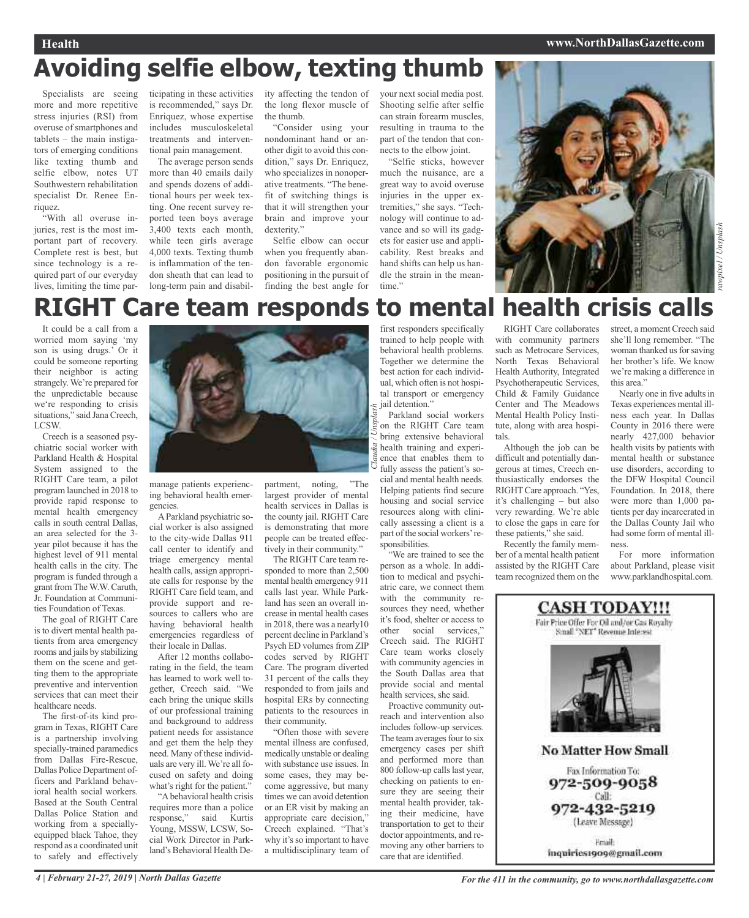# Avoiding selfie elbow, texting thumb

Specialists are seeing more and more repetitive stress injuries (RSI) from overuse of smartphones and tablets – the main instigators of emerging conditions like texting thumb and selfie elbow, notes UT Southwestern rehabilitation specialist Dr. Renee Enriquez.

"With all overuse injuries, rest is the most important part of recovery. Complete rest is best, but since technology is a required part of our everyday lives, limiting the time participating in these activities is recommended," says Dr. Enriquez, whose expertise includes musculoskeletal treatments and interventional pain management.

The average person sends more than 40 emails daily and spends dozens of additional hours per week texting. One recent survey reported teen boys average 3,400 texts each month, while teen girls average 4,000 texts. Texting thumb is inflammation of the tendon sheath that can lead to long-term pain and disability affecting the tendon of the long flexor muscle of the thumb.

"Consider using your nondominant hand or another digit to avoid this condition," says Dr. Enriquez, who specializes in nonoperative treatments. "The benefit of switching things is that it will strengthen your brain and improve your dexterity."

Selfie elbow can occur when you frequently abandon favorable ergonomic positioning in the pursuit of finding the best angle for your next social media post. Shooting selfie after selfie can strain forearm muscles, resulting in trauma to the part of the tendon that connects to the elbow joint.

"Selfie sticks, however much the nuisance, are a great way to avoid overuse injuries in the upper extremities," she says. "Technology will continue to advance and so will its gadgets for easier use and applicability. Rest breaks and hand shifts can help us handle the strain in the meantime."

rawpixel / Unsplash

# RIGHT Care team responds to mental health crisis calls

It could be a call from a worried mom saying 'my son is using drugs.' Or it could be someone reporting their neighbor is acting strangely. We're prepared for the unpredictable because we're responding to crisis situations," said Jana Creech, LCSW.

Creech is a seasoned psychiatric social worker with Parkland Health & Hospital System assigned to the RIGHT Care team, a pilot program launched in 2018 to provide rapid response to mental health emergency calls in south central Dallas, an area selected for the 3-year pilot because it has the highest level of 911 mental health calls in the city. The program is funded through a grant from The W.W. Caruth, Jr. Foundation at Communities Foundation of Texas.

The goal of RIGHT Care is to divert mental health patients from area emergency rooms and jails by stabilizing them on the scene and getting them to the appropriate preventive and intervention services that can meet their healthcare needs.

The first-of-its kind program in Texas, RIGHT Care is a partnership involving specially-trained paramedics from Dallas Fire-Rescue, Dallas Police Department officers and Parkland behavioral health social workers. Based at the South Central Dallas Police Station and working from a specially-equipped black Tahoe, they respond as a coordinated unit to safely and effectively manage patients experiencing behavioral health emergencies.

Claudia / Unsplash

A Parkland psychiatric social worker is also assigned to the city-wide Dallas 911 call center to identify and triage emergency mental health calls, assign appropriate calls for response by the RIGHT Care field team, and provide support and resources to callers who are having behavioral health emergencies regardless of their locale in Dallas.

After 12 months collaborating in the field, the team has learned to work well together, Creech said. "We each bring the unique skills of our professional training and background to address patient needs for assistance and get them the help they need. Many of these individuals are very ill. We're all focused on safety and doing what's right for the patient."

"A behavioral health crisis requires more than a police response," said Kurtis Young, MSSW, LCSW, Social Work Director in Parkland's Behavioral Health Department, noting, "The largest provider of mental health services in Dallas is the county jail. RIGHT Care is demonstrating that more people can be treated effectively in their community."

The RIGHT Care team responded to more than 2,500 mental health emergency 911 calls last year. While Parkland has seen an overall increase in mental health cases in 2018, there was a nearly10 percent decline in Parkland's Psych ED volumes from ZIP codes served by RIGHT Care. The program diverted 31 percent of the calls they responded to from jails and hospital ERs by connecting patients to the resources in their community.

"Often those with severe mental illness are confused, medically unstable or dealing with substance use issues. In some cases, they may become aggressive, but many times we can avoid detention or an ER visit by making an appropriate care decision," Creech explained. "That's why it's so important to have a multidisciplinary team of first responders specifically trained to help people with behavioral health problems. Together we determine the best action for each individual, which often is not hospital transport or emergency jail detention."

Parkland social workers on the RIGHT Care team bring extensive behavioral health training and experience that enables them to fully assess the patient's social and mental health needs. Helping patients find secure housing and social service resources along with clinically assessing a client is a part of the social workers' responsibilities.

"We are trained to see the person as a whole. In addition to medical and psychiatric care, we connect them with the community resources they need, whether it's food, shelter or access to other social services," Creech said. The RIGHT Care team works closely with community agencies in the South Dallas area that provide social and mental health services, she said.

Proactive community outreach and intervention also includes follow-up services. The team averages four to six emergency cases per shift and performed more than 800 follow-up calls last year, checking on patients to ensure they are seeing their mental health provider, taking their medicine, have transportation to get to their doctor appointments, and removing any other barriers to care that are identified.

RIGHT Care collaborates with community partners such as Metrocare Services, North Texas Behavioral Health Authority, Integrated Psychotherapeutic Services, Child & Family Guidance Center and The Meadows Mental Health Policy Institute, along with area hospitals.

Although the job can be difficult and potentially dangerous at times, Creech enthusiastically endorses the RIGHT Care approach. "Yes, it's challenging – but also very rewarding. We're able to close the gaps in care for these patients," she said.

Recently the family member of a mental health patient assisted by the RIGHT Care team recognized them on the street, a moment Creech said she'll long remember. "The woman thanked us for saving her brother's life. We know we're making a difference in this area."

Nearly one in five adults in Texas experiences mental illness each year. In Dallas County in 2016 there were nearly 427,000 behavior health visits by patients with mental health or substance use disorders, according to the DFW Hospital Council Foundation. In 2018, there were more than 1,000 patients per day incarcerated in the Dallas County Jail who had some form of mental illness.

For more information about Parkland, please visit www.parklandhospital.com.

**CASH TODAY!!!**

Fair Price Offer For Oil and/or Gas Royalty
Small "NET" Revenue Interest

**No Matter How Small**

Fax Information To:
**972-509-9058**

Call:
**972-432-5219**
(Leave Message)

Email:
inquiries1909@gmail.com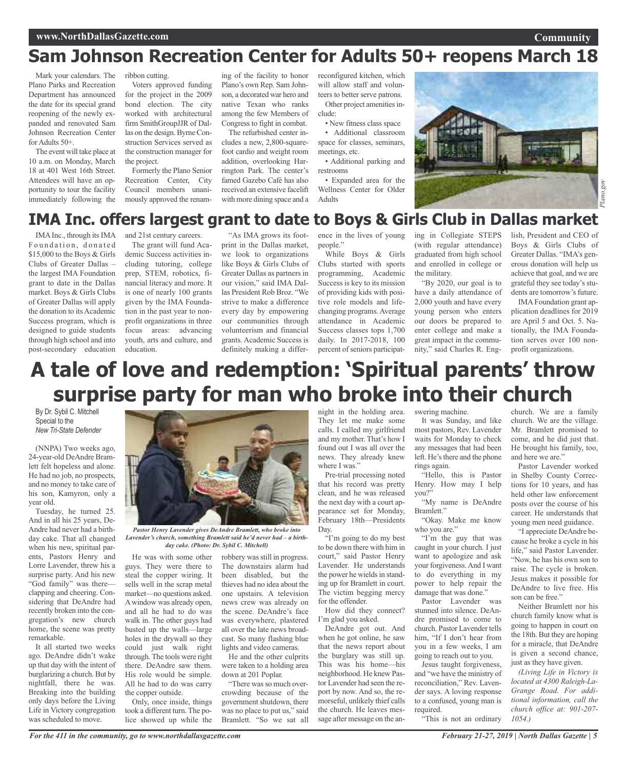## Sam Johnson Recreation Center for Adults 50+ reopens March 18

Mark your calendars. The Plano Parks and Recreation Department has announced the date for its special grand reopening of the newly expanded and renovated Sam Johnson Recreation Center for Adults 50+.

The event will take place at 10 a.m. on Monday, March 18 at 401 West 16th Street. Attendees will have an opportunity to tour the facility immediately following the ribbon cutting.

Voters approved funding for the project in the 2009 bond election. The city worked with architectural firm SmithGroupJJR of Dallas on the design. Byrne Construction Services served as the construction manager for the project.

Formerly the Plano Senior Recreation Center, City Council members unanimously approved the renaming of the facility to honor Plano's own Rep. Sam Johnson, a decorated war hero and native Texan who ranks among the few Members of Congress to fight in combat.

The refurbished center includes a new, 2,800-square-foot cardio and weight room addition, overlooking Harrington Park. The center's famed Gazebo Café has also received an extensive facelift with more dining space and a reconfigured kitchen, which will allow staff and volunteers to better serve patrons.

Other project amenities include:

- New fitness class space
- Additional classroom space for classes, seminars, meetings, etc.
- Additional parking and restrooms
- Expanded area for the Wellness Center for Older Adults

*Plano.gov*

## IMA Inc. offers largest grant to date to Boys & Girls Club in Dallas market

IMA Inc., through its IMA Foundation, donated $15,000 to the Boys & Girls Clubs of Greater Dallas – the largest IMA Foundation grant to date in the Dallas market. Boys & Girls Clubs of Greater Dallas will apply the donation to its Academic Success program, which is designed to guide students through high school and into post-secondary education and 21st century careers.

The grant will fund Academic Success activities including tutoring, college prep, STEM, robotics, financial literacy and more. It is one of nearly 100 grants given by the IMA Foundation in the past year to nonprofit organizations in three focus areas: advancing youth, arts and culture, and education.

"As IMA grows its footprint in the Dallas market, we look to organizations like Boys & Girls Clubs of Greater Dallas as partners in our vision," said IMA Dallas President Rob Broz. "We strive to make a difference every day by empowering our communities through volunteerism and financial grants. Academic Success is definitely making a difference in the lives of young people."

While Boys & Girls Clubs started with sports programming, Academic Success is key to its mission of providing kids with positive role models and life-changing programs. Average attendance in Academic Success classes tops 1,700 daily. In 2017-2018, 100 percent of seniors participating in Collegiate STEPS (with regular attendance) graduated from high school and enrolled in college or the military.

"By 2020, our goal is to have a daily attendance of 2,000 youth and have every young person who enters our doors be prepared to enter college and make a great impact in the community," said Charles R. English, President and CEO of Boys & Girls Clubs of Greater Dallas. "IMA's generous donation will help us achieve that goal, and we are grateful they see today's students are tomorrow's future.

IMA Foundation grant application deadlines for 2019 are April 5 and Oct. 5. Nationally, the IMA Foundation serves over 100 nonprofit organizations.

# A tale of love and redemption: 'Spiritual parents' throw surprise party for man who broke into their church

By Dr. Sybil C. Mitchell
Special to the
*New Tri-State Defender*

(NNPA) Two weeks ago, 24-year-old DeAndre Bramlett felt hopeless and alone. He had no job, no prospects, and no money to take care of his son, Kamyron, only a year old.

Tuesday, he turned 25. And in all his 25 years, DeAndre had never had a birthday cake. That all changed when his new, spiritual parents, Pastors Henry and Lorre Lavender, threw his a surprise party. And his new "God family" was there—clapping and cheering. Considering that DeAndre had recently broken into the congregation's new church home, the scene was pretty remarkable.

It all started two weeks ago. DeAndre didn't wake up that day with the intent of burglarizing a church. But by nightfall, there he was. Breaking into the building only days before the Living Life in Victory congregation was scheduled to move.

*Pastor Henry Lavender gives DeAndre Bramlett, who broke into Lavender's church, something Bramlett said he'd never had – a birthday cake. (Photo: Dr. Sybil C. Mitchell)*

He was with some other guys. They were there to steal the copper wiring. It sells well in the scrap metal market—no questions asked. A window was already open, and all he had to do was walk in. The other guys had busted up the walls—large holes in the drywall so they could just walk right through. The tools were right there. DeAndre saw them. His role would be simple. All he had to do was carry the copper outside.

Only, once inside, things took a different turn. The police showed up while the robbery was still in progress. The downstairs alarm had been disabled, but the thieves had no idea about the one upstairs. A television news crew was already on the scene. DeAndre's face was everywhere, plastered all over the late news broadcast. So many flashing blue lights and video cameras.

He and the other culprits were taken to a holding area down at 201 Poplar.

"There was so much overcrowding because of the government shutdown, there was no place to put us," said Bramlett. "So we sat all night in the holding area. They let me make some calls. I called my girlfriend and my mother. That's how I found out I was all over the news. They already knew where I was."

Pre-trial processing noted that his record was pretty clean, and he was released the next day with a court appearance set for Monday, February 18th—Presidents Day.

"I'm going to do my best to be down there with him in court," said Pastor Henry Lavender. He understands the power he wields in standing up for Bramlett in court. The victim begging mercy for the offender.

How did they connect? I'm glad you asked.

DeAndre got out. And when he got online, he saw that the news report about the burglary was still up. This was his home—his neighborhood. He knew Pastor Lavender had seen the report by now. And so, the remorseful, unlikely thief calls the church. He leaves message after message on the answering machine.

It was Sunday, and like most pastors, Rev. Lavender waits for Monday to check any messages that had been left. He's there and the phone rings again.

"Hello, this is Pastor Henry. How may I help you?"

"My name is DeAndre Bramlett."

"Okay. Make me know who you are."

"I'm the guy that was caught in your church. I just want to apologize and ask your forgiveness. And I want to do everything in my power to help repair the damage that was done."

Pastor Lavender was stunned into silence. DeAndre promised to come to church. Pastor Lavender tells him, "If I don't hear from you in a few weeks, I am going to reach out to you.

Jesus taught forgiveness, and "we have the ministry of reconciliation," Rev. Lavender says. A loving response to a confused, young man is required.

"This is not an ordinary church. We are a family church. We are the village. Mr. Bramlett promised to come, and he did just that. He brought his family, too, and here we are."

Pastor Lavender worked in Shelby County Corrections for 10 years, and has held other law enforcement posts over the course of his career. He understands that young men need guidance.

"I appreciate DeAndre because he broke a cycle in his life," said Pastor Lavender. "Now, he has his own son to raise. The cycle is broken. Jesus makes it possible for DeAndre to live free. His son can be free."

Neither Bramlett nor his church family know what is going to happen in court on the 18th. But they are hoping for a miracle, that DeAndre is given a second chance, just as they have given.

*(Living Life in Victory is located at 4300 Raleigh-LaGrange Road. For additional information, call the church office at: 901-207-1054.)*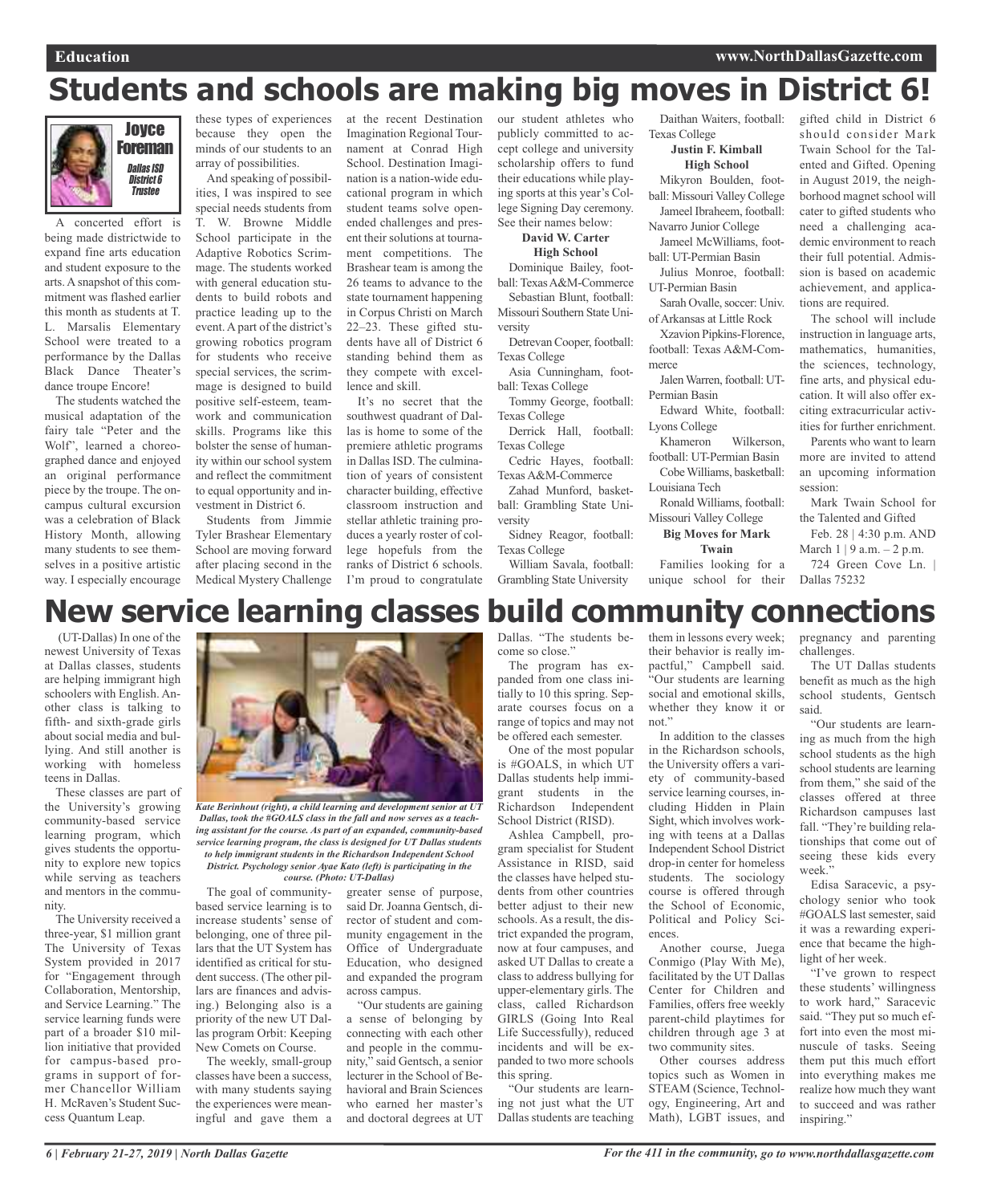# Students and schools are making big moves in District 6!

**Joyce Foreman**
*Dallas ISD District 6 Trustee*

A concerted effort is being made districtwide to expand fine arts education and student exposure to the arts. A snapshot of this commitment was flashed earlier this month as students at T. L. Marsalis Elementary School were treated to a performance by the Dallas Black Dance Theater's dance troupe Encore!

The students watched the musical adaptation of the fairy tale "Peter and the Wolf", learned a choreographed dance and enjoyed an original performance piece by the troupe. The on-campus cultural excursion was a celebration of Black History Month, allowing many students to see themselves in a positive artistic way. I especially encourage these types of experiences because they open the minds of our students to an array of possibilities.

And speaking of possibilities, I was inspired to see special needs students from T. W. Browne Middle School participate in the Adaptive Robotics Scrimmage. The students worked with general education students to build robots and practice leading up to the event. A part of the district's growing robotics program for students who receive special services, the scrimmage is designed to build positive self-esteem, teamwork and communication skills. Programs like this bolster the sense of humanity within our school system and reflect the commitment to equal opportunity and investment in District 6.

Students from Jimmie Tyler Brashear Elementary School are moving forward after placing second in the Medical Mystery Challenge at the recent Destination Imagination Regional Tournament at Conrad High School. Destination Imagination is a nation-wide educational program in which student teams solve open-ended challenges and present their solutions at tournament competitions. The Brashear team is among the 26 teams to advance to the state tournament happening in Corpus Christi on March 22–23. These gifted students have all of District 6 standing behind them as they compete with excellence and skill.

It's no secret that the southwest quadrant of Dallas is home to some of the premiere athletic programs in Dallas ISD. The culmination of years of consistent character building, effective classroom instruction and stellar athletic training produces a yearly roster of college hopefuls from the ranks of District 6 schools. I'm proud to congratulate our student athletes who publicly committed to accept college and university scholarship offers to fund their educations while playing sports at this year's College Signing Day ceremony. See their names below:

**David W. Carter High School**

Dominique Bailey, football: Texas A&M-Commerce
Sebastian Blunt, football: Missouri Southern State University
Detrevan Cooper, football: Texas College
Asia Cunningham, football: Texas College
Tommy George, football: Texas College
Derrick Hall, football: Texas College
Cedric Hayes, football: Texas A&M-Commerce
Zahad Munford, basketball: Grambling State University
Sidney Reagor, football: Texas College
William Savala, football: Grambling State University
Daithan Waiters, football: Texas College

**Justin F. Kimball High School**

Mikyron Boulden, football: Missouri Valley College
Jameel Ibraheem, football: Navarro Junior College
Jameel McWilliams, football: UT-Permian Basin
Julius Monroe, football: UT-Permian Basin
Sarah Ovalle, soccer: Univ. of Arkansas at Little Rock
Xzavion Pipkins-Florence, football: Texas A&M-Commerce
Jalen Warren, football: UT-Permian Basin
Edward White, football: Lyons College
Khameron Wilkerson, football: UT-Permian Basin
Cobe Williams, basketball: Louisiana Tech
Ronald Williams, football: Missouri Valley College

**Big Moves for Mark Twain**

Families looking for a unique school for their gifted child in District 6 should consider Mark Twain School for the Talented and Gifted. Opening in August 2019, the neighborhood magnet school will cater to gifted students who need a challenging academic environment to reach their full potential. Admission is based on academic achievement, and applications are required.

The school will include instruction in language arts, mathematics, humanities, the sciences, technology, fine arts, and physical education. It will also offer exciting extracurricular activities for further enrichment.

Parents who want to learn more are invited to attend an upcoming information session:

Mark Twain School for the Talented and Gifted
Feb. 28 | 4:30 p.m. AND March 1 | 9 a.m. – 2 p.m.
724 Green Cove Ln. | Dallas 75232

# New service learning classes build community connections

(UT-Dallas) In one of the newest University of Texas at Dallas classes, students are helping immigrant high schoolers with English. Another class is talking to fifth- and sixth-grade girls about social media and bullying. And still another is working with homeless teens in Dallas.

These classes are part of the University's growing community-based service learning program, which gives students the opportunity to explore new topics while serving as teachers and mentors in the community.

The University received a three-year, $1 million grant The University of Texas System provided in 2017 for "Engagement through Collaboration, Mentorship, and Service Learning." The service learning funds were part of a broader $10 million initiative that provided for campus-based programs in support of former Chancellor William H. McRaven's Student Success Quantum Leap.

*Kate Berinhout (right), a child learning and development senior at UT Dallas, took the #GOALS class in the fall and now serves as a teaching assistant for the course. As part of an expanded, community-based service learning program, the class is designed for UT Dallas students to help immigrant students in the Richardson Independent School District. Psychology senior Ayae Kato (left) is participating in the course. (Photo: UT-Dallas)*

The goal of community-based service learning is to increase students' sense of belonging, one of three pillars that the UT System has identified as critical for student success. (The other pillars are finances and advising.) Belonging also is a priority of the new UT Dallas program Orbit: Keeping New Comets on Course.

The weekly, small-group classes have been a success, with many students saying the experiences were meaningful and gave them a greater sense of purpose, said Dr. Joanna Gentsch, director of student and community engagement in the Office of Undergraduate Education, who designed and expanded the program across campus.

"Our students are gaining a sense of belonging by connecting with each other and people in the community," said Gentsch, a senior lecturer in the School of Behavioral and Brain Sciences who earned her master's and doctoral degrees at UT Dallas. "The students become so close."

The program has expanded from one class initially to 10 this spring. Separate courses focus on a range of topics and may not be offered each semester.

One of the most popular is #GOALS, in which UT Dallas students help immigrant students in the Richardson Independent School District (RISD).

Ashlea Campbell, program specialist for Student Assistance in RISD, said the classes have helped students from other countries better adjust to their new schools. As a result, the district expanded the program, now at four campuses, and asked UT Dallas to create a class to address bullying for upper-elementary girls. The class, called Richardson GIRLS (Going Into Real Life Successfully), reduced incidents and will be expanded to two more schools this spring.

"Our students are learning not just what the UT Dallas students are teaching them in lessons every week; their behavior is really impactful," Campbell said. "Our students are learning social and emotional skills, whether they know it or not."

In addition to the classes in the Richardson schools, the University offers a variety of community-based service learning courses, including Hidden in Plain Sight, which involves working with teens at a Dallas Independent School District drop-in center for homeless students. The sociology course is offered through the School of Economic, Political and Policy Sciences.

Another course, Juega Conmigo (Play With Me), facilitated by the UT Dallas Center for Children and Families, offers free weekly parent-child playtimes for children through age 3 at two community sites.

Other courses address topics such as Women in STEAM (Science, Technology, Engineering, Art and Math), LGBT issues, and pregnancy and parenting challenges.

The UT Dallas students benefit as much as the high school students, Gentsch said.

"Our students are learning as much from the high school students as the high school students are learning from them," she said of the classes offered at three Richardson campuses last fall. "They're building relationships that come out of seeing these kids every week."

Edisa Saracevic, a psychology senior who took #GOALS last semester, said it was a rewarding experience that became the highlight of her week.

"I've grown to respect these students' willingness to work hard," Saracevic said. "They put so much effort into even the most minuscule of tasks. Seeing them put this much effort into everything makes me realize how much they want to succeed and was rather inspiring."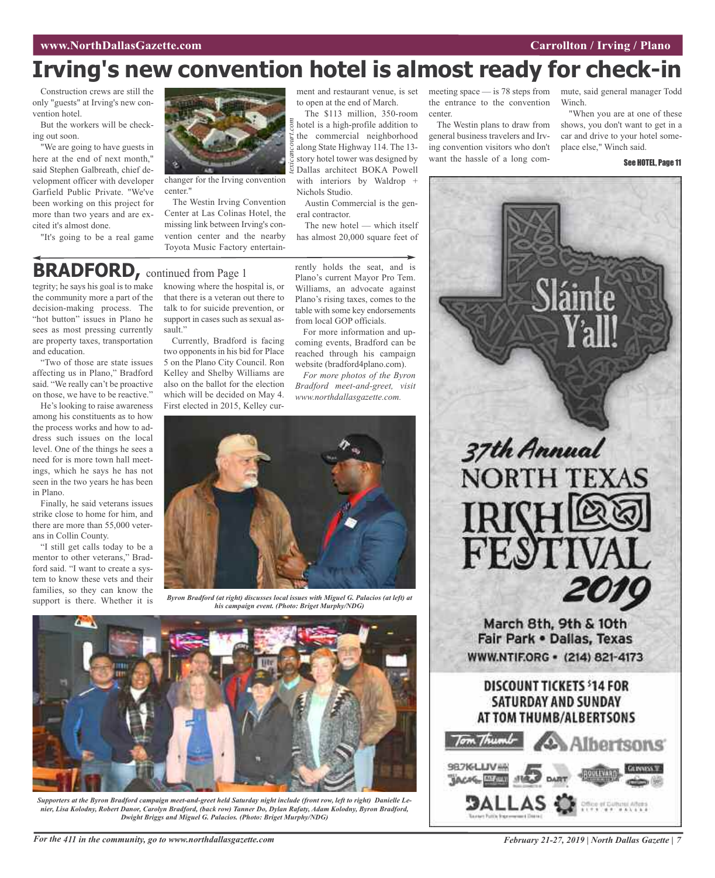# Irving's new convention hotel is almost ready for check-in

Construction crews are still the only "guests" at Irving's new convention hotel.

But the workers will be checking out soon.

"We are going to have guests in here at the end of next month," said Stephen Galbreath, chief development officer with developer Garfield Public Private. "We've been working on this project for more than two years and are excited it's almost done.

"It's going to be a real game changer for the Irving convention center."

The Westin Irving Convention Center at Las Colinas Hotel, the missing link between Irving's convention center and the nearby Toyota Music Factory entertainment and restaurant venue, is set to open at the end of March.

The $113 million, 350-room hotel is a high-profile addition to the commercial neighborhood along State Highway 114. The 13-story hotel tower was designed by Dallas architect BOKA Powell with interiors by Waldrop + Nichols Studio.

Austin Commercial is the general contractor.

The new hotel — which itself has almost 20,000 square feet of meeting space — is 78 steps from the entrance to the convention center.

The Westin plans to draw from general business travelers and Irving convention visitors who don't want the hassle of a long commute, said general manager Todd Winch.

"When you are at one of these shows, you don't want to get in a car and drive to your hotel someplace else," Winch said.

See HOTEL, Page 11

## BRADFORD, continued from Page 1

tegrity; he says his goal is to make the community more a part of the decision-making process. The "hot button" issues in Plano he sees as most pressing currently are property taxes, transportation and education.

"Two of those are state issues affecting us in Plano," Bradford said. "We really can't be proactive on those, we have to be reactive."

He's looking to raise awareness among his constituents as to how the process works and how to address such issues on the local level. One of the things he sees a need for is more town hall meetings, which he says he has not seen in the two years he has been in Plano.

Finally, he said veterans issues strike close to home for him, and there are more than 55,000 veterans in Collin County.

"I still get calls today to be a mentor to other veterans," Bradford said. "I want to create a system to know these vets and their families, so they can know the support is there. Whether it is knowing where the hospital is, or that there is a veteran out there to talk to for suicide prevention, or support in cases such as sexual assault."

Currently, Bradford is facing two opponents in his bid for Place 5 on the Plano City Council. Ron Kelley and Shelby Williams are also on the ballot for the election which will be decided on May 4. First elected in 2015, Kelley currently holds the seat, and is Plano's current Mayor Pro Tem. Williams, an advocate against Plano's rising taxes, comes to the table with some key endorsements from local GOP officials.

For more information and upcoming events, Bradford can be reached through his campaign website (bradford4plano.com).

*For more photos of the Byron Bradford meet-and-greet, visit www.northdallasgazette.com.*

*Byron Bradford (at right) discusses local issues with Miguel G. Palacios (at left) at his campaign event. (Photo: Briget Murphy/NDG)*

*Supporters at the Byron Bradford campaign meet-and-greet held Saturday night include (front row, left to right) Danielle Lenier, Lisa Kolodny, Robert Danor, Carolyn Bradford, (back row) Tanner Do, Dylan Rafaty, Adam Kolodny, Byron Bradford, Dwight Briggs and Miguel G. Palacios. (Photo: Briget Murphy/NDG)*

Sláinte Y'all!

37th Annual NORTH TEXAS IRISH FESTIVAL 2019

March 8th, 9th & 10th
Fair Park • Dallas, Texas
WWW.NTIF.ORG • (214) 821-4173

DISCOUNT TICKETS $14 FOR SATURDAY AND SUNDAY AT TOM THUMB/ALBERTSONS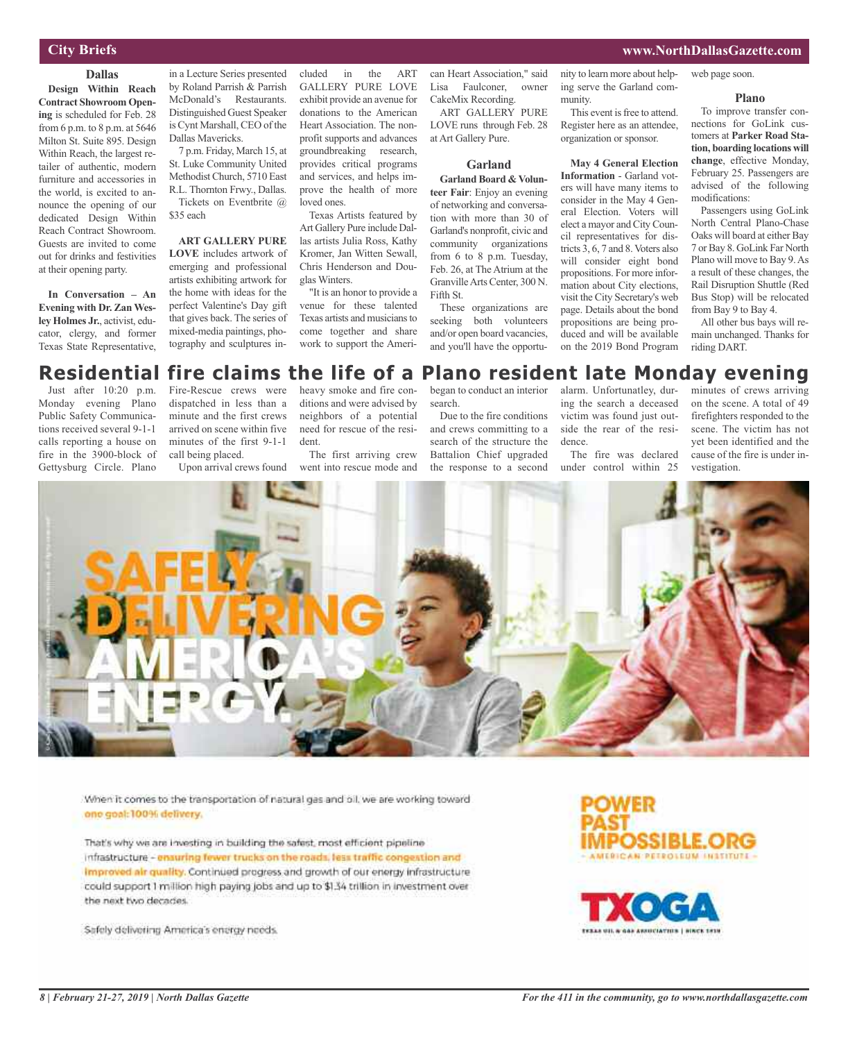## City Briefs

### Dallas

**Design Within Reach Contract Showroom Opening** is scheduled for Feb. 28 from 6 p.m. to 8 p.m. at 5646 Milton St. Suite 895. Design Within Reach, the largest retailer of authentic, modern furniture and accessories in the world, is excited to announce the opening of our dedicated Design Within Reach Contract Showroom. Guests are invited to come out for drinks and festivities at their opening party.

**In Conversation – An Evening with Dr. Zan Wesley Holmes Jr.**, activist, educator, clergy, and former Texas State Representative, in a Lecture Series presented by Roland Parrish & Parrish McDonald's Restaurants. Distinguished Guest Speaker is Cynt Marshall, CEO of the Dallas Mavericks.

7 p.m. Friday, March 15, at St. Luke Community United Methodist Church, 5710 East R.L. Thornton Frwy., Dallas.

Tickets on Eventbrite @ $35 each

**ART GALLERY PURE LOVE** includes artwork of emerging and professional artists exhibiting artwork for the home with ideas for the perfect Valentine's Day gift that gives back. The series of mixed-media paintings, photography and sculptures included in the ART GALLERY PURE LOVE exhibit provide an avenue for donations to the American Heart Association. The nonprofit supports and advances groundbreaking research, provides critical programs and services, and helps improve the health of more loved ones.

Texas Artists featured by Art Gallery Pure include Dallas artists Julia Ross, Kathy Kromer, Jan Witten Sewall, Chris Henderson and Douglas Winters.

"It is an honor to provide a venue for these talented Texas artists and musicians to come together and share work to support the American Heart Association," said Lisa Faulconer, owner CakeMix Recording.

ART GALLERY PURE LOVE runs through Feb. 28 at Art Gallery Pure.

### Garland

**Garland Board & Volunteer Fair**: Enjoy an evening of networking and conversation with more than 30 of Garland's nonprofit, civic and community organizations from 6 to 8 p.m. Tuesday, Feb. 26, at The Atrium at the Granville Arts Center, 300 N. Fifth St.

These organizations are seeking both volunteers and/or open board vacancies, and you'll have the opportunity to learn more about helping serve the Garland community.

This event is free to attend. Register here as an attendee, organization or sponsor.

**May 4 General Election Information** - Garland voters will have many items to consider in the May 4 General Election. Voters will elect a mayor and City Council representatives for districts 3, 6, 7 and 8. Voters also will consider eight bond propositions. For more information about City elections, visit the City Secretary's web page. Details about the bond propositions are being produced and will be available on the 2019 Bond Program web page soon.

### Plano

To improve transfer connections for GoLink customers at **Parker Road Station, boarding locations will change**, effective Monday, February 25. Passengers are advised of the following modifications:

Passengers using GoLink North Central Plano-Chase Oaks will board at either Bay 7 or Bay 8. GoLink Far North Plano will move to Bay 9. As a result of these changes, the Rail Disruption Shuttle (Red Bus Stop) will be relocated from Bay 9 to Bay 4.

All other bus bays will remain unchanged. Thanks for riding DART.

# Residential fire claims the life of a Plano resident late Monday evening

Just after 10:20 p.m. Monday evening Plano Public Safety Communications received several 9-1-1 calls reporting a house on fire in the 3900-block of Gettysburg Circle. Plano Fire-Rescue crews were dispatched in less than a minute and the first crews arrived on scene within five minutes of the first 9-1-1 call being placed.

Upon arrival crews found heavy smoke and fire conditions and were advised by neighbors of a potential need for rescue of the resident.

The first arriving crew went into rescue mode and began to conduct an interior search.

Due to the fire conditions and crews committing to a search of the structure the Battalion Chief upgraded the response to a second alarm. Unfortunatley, during the search a deceased victim was found just outside the rear of the residence.

The fire was declared under control within 25 minutes of crews arriving on the scene. A total of 49 firefighters responded to the scene. The victim has not yet been identified and the cause of the fire is under investigation.

SAFELY DELIVERING AMERICA'S ENERGY.

When it comes to the transportation of natural gas and oil, we are working toward one goal: 100% delivery.

That's why we are investing in building the safest, most efficient pipeline infrastructure - ensuring fewer trucks on the roads, less traffic congestion and improved air quality. Continued progress and growth of our energy infrastructure could support 1 million high paying jobs and up to $1.34 trillion in investment over the next two decades.

Safely delivering America's energy needs.

POWER PAST IMPOSSIBLE.ORG - AMERICAN PETROLEUM INSTITUTE -

TXOGA - TEXAS OIL & GAS ASSOCIATION | SINCE 1919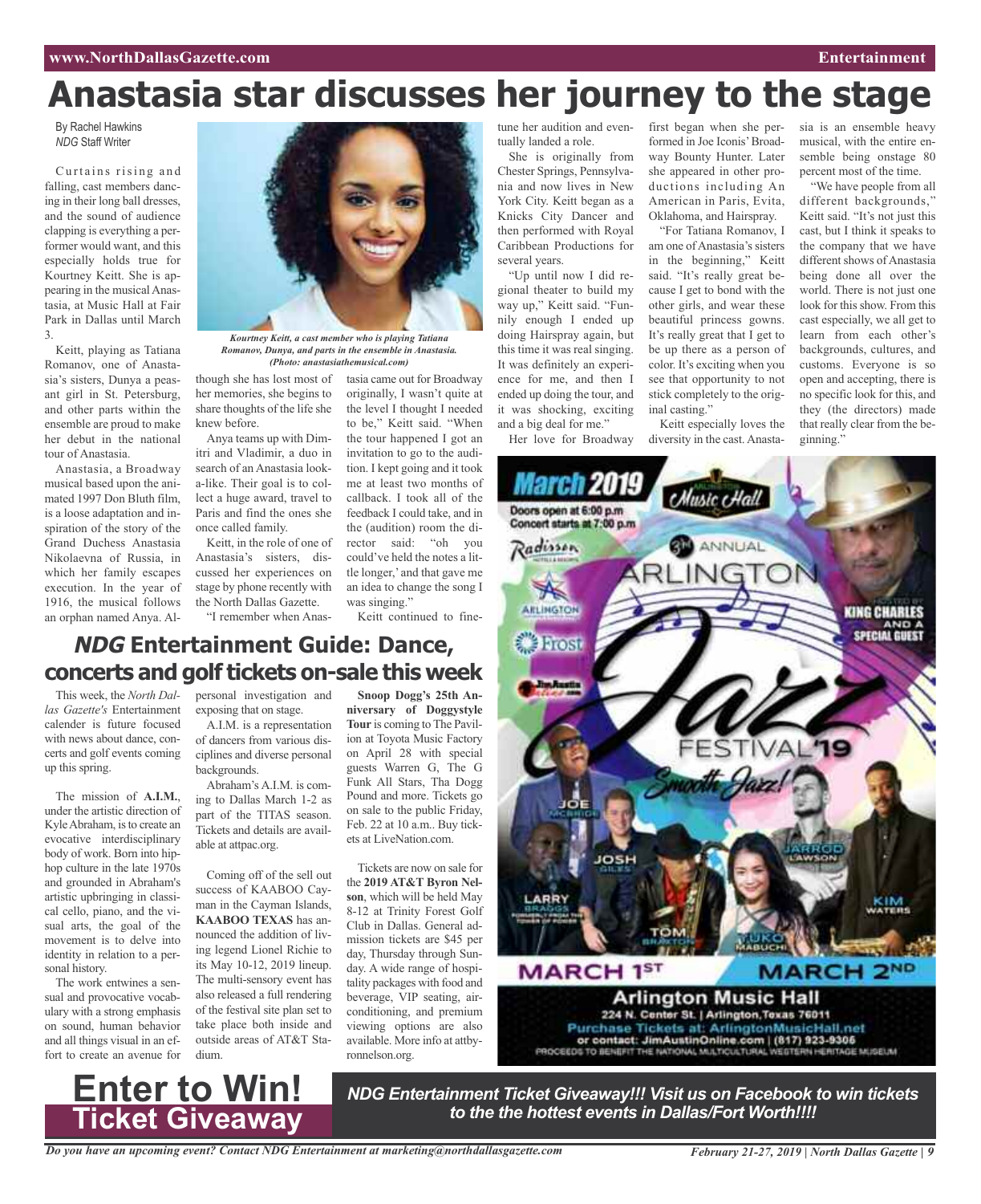# Anastasia star discusses her journey to the stage

By Rachel Hawkins
*NDG* Staff Writer

Curtains rising and falling, cast members dancing in their long ball dresses, and the sound of audience clapping is everything a performer would want, and this especially holds true for Kourtney Keitt. She is appearing in the musical Anastasia, at Music Hall at Fair Park in Dallas until March 3.

Keitt, playing as Tatiana Romanov, one of Anastasia's sisters, Dunya a peasant girl in St. Petersburg, and other parts within the ensemble are proud to make her debut in the national tour of Anastasia.

Anastasia, a Broadway musical based upon the animated 1997 Don Bluth film, is a loose adaptation and inspiration of the story of the Grand Duchess Anastasia Nikolaevna of Russia, in which her family escapes execution. In the year of 1916, the musical follows an orphan named Anya. Although she has lost most of her memories, she begins to share thoughts of the life she knew before.

*Kourtney Keitt, a cast member who is playing Tatiana Romanov, Dunya, and parts in the ensemble in Anastasia. (Photo: anastasiathemusical.com)*

Anya teams up with Dimitri and Vladimir, a duo in search of an Anastasia look-a-like. Their goal is to collect a huge award, travel to Paris and find the ones she once called family.

Keitt, in the role of one of Anastasia's sisters, discussed her experiences on stage by phone recently with the North Dallas Gazette.

"I remember when Anastasia came out for Broadway originally, I wasn't quite at the level I thought I needed to be," Keitt said. "When the tour happened I got an invitation to go to the audition. I kept going and it took me at least two months of callback. I took all of the feedback I could take, and in the (audition) room the director said: "oh you could've held the notes a little longer,' and that gave me an idea to change the song I was singing."

Keitt continued to fine-tune her audition and eventually landed a role.

She is originally from Chester Springs, Pennsylvania and now lives in New York City. Keitt began as a Knicks City Dancer and then performed with Royal Caribbean Productions for several years.

"Up until now I did regional theater to build my way up," Keitt said. "Funnily enough I ended up doing Hairspray again, but this time it was real singing. It was definitely an experience for me, and then I ended up doing the tour, and it was shocking, exciting and a big deal for me."

Her love for Broadway first began when she performed in Joe Iconis' Broadway Bounty Hunter. Later she appeared in other productions including An American in Paris, Evita, Oklahoma, and Hairspray.

"For Tatiana Romanov, I am one of Anastasia's sisters in the beginning," Keitt said. "It's really great because I get to bond with the other girls, and wear these beautiful princess gowns. It's really great that I get to be up there as a person of color. It's exciting when you see that opportunity to not stick completely to the original casting."

Keitt especially loves the diversity in the cast. Anastasia is an ensemble heavy musical, with the entire ensemble being onstage 80 percent most of the time.

"We have people from all different backgrounds," Keitt said. "It's not just this cast, but I think it speaks to the company that we have different shows of Anastasia being done all over the world. There is not just one look for this show. From this cast especially, we all get to learn from each other's backgrounds, cultures, and customs. Everyone is so open and accepting, there is no specific look for this, and they (the directors) made that really clear from the beginning."

## *NDG* Entertainment Guide: Dance, concerts and golf tickets on-sale this week

This week, the *North Dallas Gazette's* Entertainment calender is future focused with news about dance, concerts and golf events coming up this spring.

The mission of **A.I.M.**, under the artistic direction of Kyle Abraham, is to create an evocative interdisciplinary body of work. Born into hip-hop culture in the late 1970s and grounded in Abraham's artistic upbringing in classical cello, piano, and the visual arts, the goal of the movement is to delve into identity in relation to a personal history.

The work entwines a sensual and provocative vocabulary with a strong emphasis on sound, human behavior and all things visual in an effort to create an avenue for personal investigation and exposing that on stage.

A.I.M. is a representation of dancers from various disciplines and diverse personal backgrounds.

Abraham's A.I.M. is coming to Dallas March 1-2 as part of the TITAS season. Tickets and details are available at attpac.org.

Coming off of the sell out success of KAABOO Cayman in the Cayman Islands, **KAABOO TEXAS** has announced the addition of living legend Lionel Richie to its May 10-12, 2019 lineup. The multi-sensory event has also released a full rendering of the festival site plan set to take place both inside and outside areas of AT&T Stadium.

**Snoop Dogg's 25th Anniversary of Doggystyle Tour** is coming to The Pavilion at Toyota Music Factory on April 28 with special guests Warren G, The G Funk All Stars, Tha Dogg Pound and more. Tickets go on sale to the public Friday, Feb. 22 at 10 a.m.. Buy tickets at LiveNation.com.

Tickets are now on sale for the **2019 AT&T Byron Nelson**, which will be held May 8-12 at Trinity Forest Golf Club in Dallas. General admission tickets are $45 per day, Thursday through Sunday. A wide range of hospitality packages with food and beverage, VIP seating, air-conditioning, and premium viewing options are also available. More info at attbyronnelson.org.

**Enter to Win! Ticket Giveaway**

***NDG Entertainment Ticket Giveaway!!! Visit us on Facebook to win tickets to the the hottest events in Dallas/Fort Worth!!!!***

*Do you have an upcoming event? Contact NDG Entertainment at marketing@northdallasgazette.com*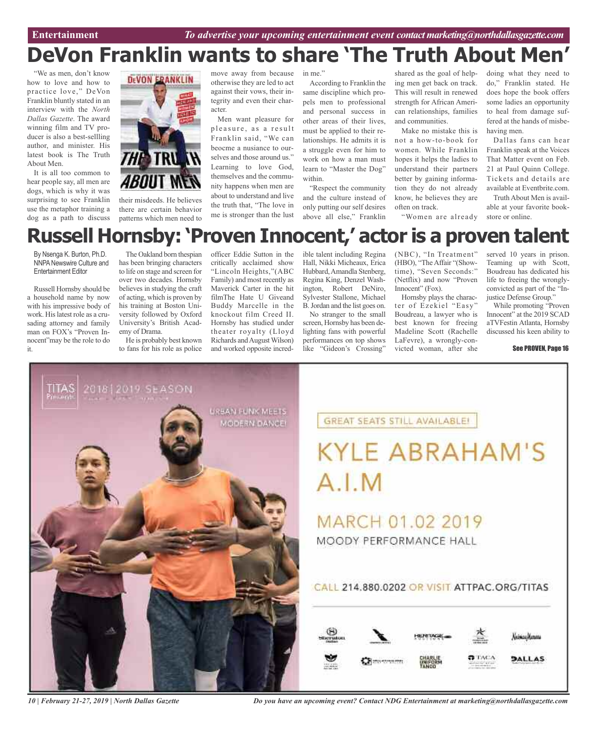# DeVon Franklin wants to share 'The Truth About Men'

"We as men, don't know how to love and how to practice love," DeVon Franklin bluntly stated in an interview with the *North Dallas Gazette*. The award winning film and TV producer is also a best-sellling author, and minister. His latest book is The Truth About Men.

It is all too common to hear people say, all men are dogs, which is why it was surprising to see Franklin use the metaphor training a dog as a path to discuss their misdeeds. He believes there are certain behavior patterns which men need to move away from because otherwise they are led to act against their vows, their integrity and even their character.

Men want pleasure for pleasure, as a result Franklin said, "We can beocme a nusiance to ourselves and those around us." Learning to love God, themselves and the community happens when men are about to understand and live the truth that, "The love in me is stronger than the lust in me."

According to Franklin the same discipline which propels men to professional and personal success in other areas of their lives, must be applied to their relationships. He admits it is a struggle even for him to work on how a man must learn to "Master the Dog" within.

"Respect the community and the culture instead of only putting our self desires above all else," Franklin shared as the goal of helping men get back on track. This will result in renewed strength for African American relationships, families and communities.

Make no mistake this is not a how-to-book for women. While Franklin hopes it helps the ladies to understand their partners better by gaining information they do not already know, he believes they are often on track.

"Women are already doing what they need to do," Franklin stated. He does hope the book offers some ladies an opportunity to heal from damage suffered at the hands of misbehaving men.

Dallas fans can hear Franklin speak at the Voices That Matter event on Feb. 21 at Paul Quinn College. Tickets and details are available at Eventbrite.com.

Truth About Men is available at your favorite bookstore or online.

# Russell Hornsby: 'Proven Innocent,' actor is a proven talent

By Nsenga K. Burton, Ph.D.
NNPA Newswire Culture and Entertainment Editor

Russell Hornsby should be a household name by now with his impressive body of work. His latest role as a crusading attorney and family man on FOX's "Proven Innocent"may be the role to do it.

The Oakland born thespian has been bringing characters to life on stage and screen for over two decades. Hornsby believes in studying the craft of acting, which is proven by his training at Boston University followed by Oxford University's British Academy of Drama.

He is probably best known to fans for his role as police officer Eddie Sutton in the critically acclaimed show "Lincoln Heights,"(ABC Family) and most recently as Maverick Carter in the hit filmThe Hate U Giveand Buddy Marcelle in the knockout film Creed II. Hornsby has studied under theater royalty (Lloyd Richards and August Wilson) and worked opposite incredible talent including Regina Hall, Nikki Micheaux, Erica Hubbard, Amandla Stenberg, Regina King, Denzel Washington, Robert DeNiro, Sylvester Stallone, Michael B. Jordan and the list goes on.

No stranger to the small screen, Hornsby has been delighting fans with powerful performances on top shows like "Gideon's Crossing" (NBC), "In Treatment" (HBO), "The Affair "(Showtime), "Seven Seconds:" (Netflix) and now "Proven Innocent" (Fox).

Hornsby plays the character of Ezekiel "Easy" Boudreau, a lawyer who is best known for freeing Madeline Scott (Rachelle LaFevre), a wrongly-convicted woman, after she served 10 years in prison. Teaming up with Scott, Boudreau has dedicated his life to freeing the wrongly-convicted as part of the "Injustice Defense Group."

While promoting "Proven Innocent" at the 2019 SCAD aTVFestin Atlanta, Hornsby discussed his keen ability to

**See PROVEN, Page 16**

TITAS Presents 2018 | 2019 SEASON

URBAN FUNK MEETS MODERN DANCE!

GREAT SEATS STILL AVAILABLE!

KYLE ABRAHAM'S A.I.M

MARCH 01.02 2019

MOODY PERFORMANCE HALL

CALL 214.880.0202 OR VISIT ATTPAC.ORG/TITAS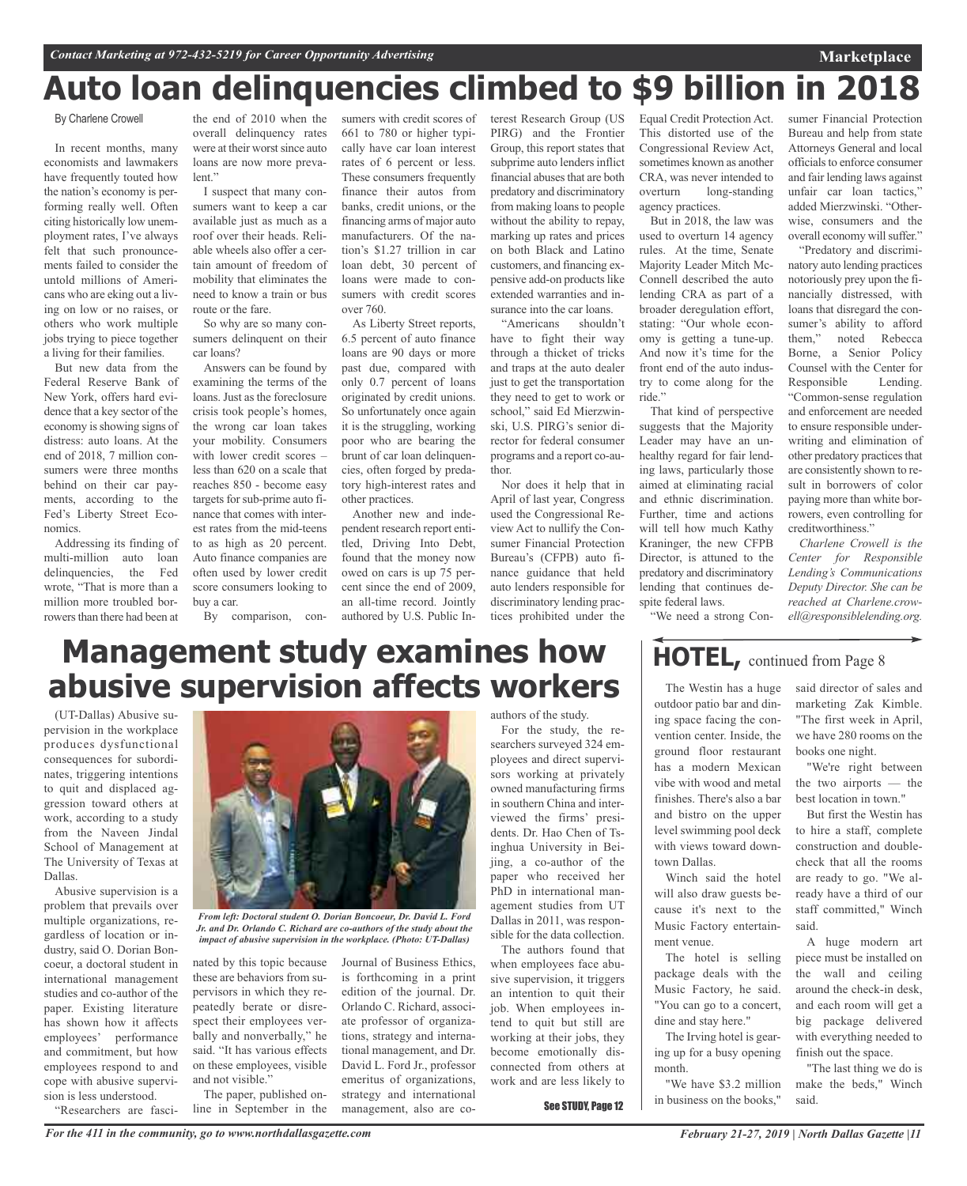# Auto loan delinquencies climbed to $9 billion in 2018

By Charlene Crowell

In recent months, many economists and lawmakers have frequently touted how the nation's economy is performing really well. Often citing historically low unemployment rates, I've always felt that such pronouncements failed to consider the untold millions of Americans who are eking out a living on low or no raises, or others who work multiple jobs trying to piece together a living for their families.

But new data from the Federal Reserve Bank of New York, offers hard evidence that a key sector of the economy is showing signs of distress: auto loans. At the end of 2018, 7 million consumers were three months behind on their car payments, according to the Fed's Liberty Street Economics.

Addressing its finding of multi-million auto loan delinquencies, the Fed wrote, "That is more than a million more troubled borrowers than there had been at the end of 2010 when the overall delinquency rates were at their worst since auto loans are now more prevalent."

I suspect that many consumers want to keep a car available just as much as a roof over their heads. Reliable wheels also offer a certain amount of freedom of mobility that eliminates the need to know a train or bus route or the fare.

So why are so many consumers delinquent on their car loans?

Answers can be found by examining the terms of the loans. Just as the foreclosure crisis took people's homes, the wrong car loan takes your mobility. Consumers with lower credit scores – less than 620 on a scale that reaches 850 - become easy targets for sub-prime auto finance that comes with interest rates from the mid-teens to as high as 20 percent. Auto finance companies are often used by lower credit score consumers looking to buy a car.

By comparison, consumers with credit scores of 661 to 780 or higher typically have car loan interest rates of 6 percent or less. These consumers frequently finance their autos from banks, credit unions, or the financing arms of major auto manufacturers. Of the nation's $1.27 trillion in car loan debt, 30 percent of loans were made to consumers with credit scores over 760.

As Liberty Street reports, 6.5 percent of auto finance loans are 90 days or more past due, compared with only 0.7 percent of loans originated by credit unions. So unfortunately once again it is the struggling, working poor who are bearing the brunt of car loan delinquencies, often forged by predatory high-interest rates and other practices.

Another new and independent research report entitled, Driving Into Debt, found that the money now owed on cars is up 75 percent since the end of 2009, an all-time record. Jointly authored by U.S. Public Interest Research Group (US PIRG) and the Frontier Group, this report states that subprime auto lenders inflict financial abuses that are both predatory and discriminatory from making loans to people without the ability to repay, marking up rates and prices on both Black and Latino customers, and financing expensive add-on products like extended warranties and insurance into the car loans.

"Americans shouldn't have to fight their way through a thicket of tricks and traps at the auto dealer just to get the transportation they need to get to work or school," said Ed Mierzwinski, U.S. PIRG's senior director for federal consumer programs and a report co-author.

Nor does it help that in April of last year, Congress used the Congressional Review Act to nullify the Consumer Financial Protection Bureau's (CFPB) auto finance guidance that held auto lenders responsible for discriminatory lending practices prohibited under the Equal Credit Protection Act. This distorted use of the Congressional Review Act, sometimes known as another CRA, was never intended to overturn long-standing agency practices.

But in 2018, the law was used to overturn 14 agency rules. At the time, Senate Majority Leader Mitch McConnell described the auto lending CRA as part of a broader deregulation effort, stating: "Our whole economy is getting a tune-up. And now it's time for the front end of the auto industry to come along for the ride."

That kind of perspective suggests that the Majority Leader may have an unhealthy regard for fair lending laws, particularly those aimed at eliminating racial and ethnic discrimination. Further, time and actions will tell how much Kathy Kraninger, the new CFPB Director, is attuned to the predatory and discriminatory lending that continues despite federal laws.

"We need a strong Consumer Financial Protection Bureau and help from state Attorneys General and local officials to enforce consumer and fair lending laws against unfair car loan tactics," added Mierzwinski. "Otherwise, consumers and the overall economy will suffer."

"Predatory and discriminatory auto lending practices notoriously prey upon the financially distressed, with loans that disregard the consumer's ability to afford them," noted Rebecca Borne, a Senior Policy Counsel with the Center for Responsible Lending. "Common-sense regulation and enforcement are needed to ensure responsible underwriting and elimination of other predatory practices that are consistently shown to result in borrowers of color paying more than white borrowers, even controlling for creditworthiness."

*Charlene Crowell is the Center for Responsible Lending's Communications Deputy Director. She can be reached at Charlene.crowell@responsiblelending.org.*

# Management study examines how abusive supervision affects workers

(UT-Dallas) Abusive supervision in the workplace produces dysfunctional consequences for subordinates, triggering intentions to quit and displaced aggression toward others at work, according to a study from the Naveen Jindal School of Management at The University of Texas at Dallas.

Abusive supervision is a problem that prevails over multiple organizations, regardless of location or industry, said O. Dorian Boncoeur, a doctoral student in international management studies and co-author of the paper. Existing literature has shown how it affects employees' performance and commitment, but how employees respond to and cope with abusive supervision is less understood.

*From left: Doctoral student O. Dorian Boncoeur, Dr. David L. Ford Jr. and Dr. Orlando C. Richard are co-authors of the study about the impact of abusive supervision in the workplace. (Photo: UT-Dallas)*

"Researchers are fascinated by this topic because these are behaviors from supervisors in which they repeatedly berate or disrespect their employees verbally and nonverbally," he said. "It has various effects on these employees, visible and not visible."

The paper, published online in September in the Journal of Business Ethics, is forthcoming in a print edition of the journal. Dr. Orlando C. Richard, associate professor of organizations, strategy and international management, and Dr. David L. Ford Jr., professor emeritus of organizations, strategy and international management, also are co-authors of the study.

For the study, the researchers surveyed 324 employees and direct supervisors working at privately owned manufacturing firms in southern China and interviewed the firms' presidents. Dr. Hao Chen of Tsinghua University in Beijing, a co-author of the paper who received her PhD in international management studies from UT Dallas in 2011, was responsible for the data collection.

The authors found that when employees face abusive supervision, it triggers an intention to quit their job. When employees intend to quit but still are working at their jobs, they become emotionally disconnected from others at work and are less likely to

See STUDY, Page 12

## HOTEL, continued from Page 8

The Westin has a huge outdoor patio bar and dining space facing the convention center. Inside, the ground floor restaurant has a modern Mexican vibe with wood and metal finishes. There's also a bar and bistro on the upper level swimming pool deck with views toward downtown Dallas.

Winch said the hotel will also draw guests because it's next to the Music Factory entertainment venue.

The hotel is selling package deals with the Music Factory, he said. "You can go to a concert, dine and stay here."

The Irving hotel is gearing up for a busy opening month.

"We have $3.2 million in business on the books," said director of sales and marketing Zak Kimble. "The first week in April, we have 280 rooms on the books one night.

"We're right between the two airports — the best location in town."

But first the Westin has to hire a staff, complete construction and double-check that all the rooms are ready to go. "We already have a third of our staff committed," Winch said.

A huge modern art piece must be installed on the wall and ceiling around the check-in desk, and each room will get a big package delivered with everything needed to finish out the space.

"The last thing we do is make the beds," Winch said.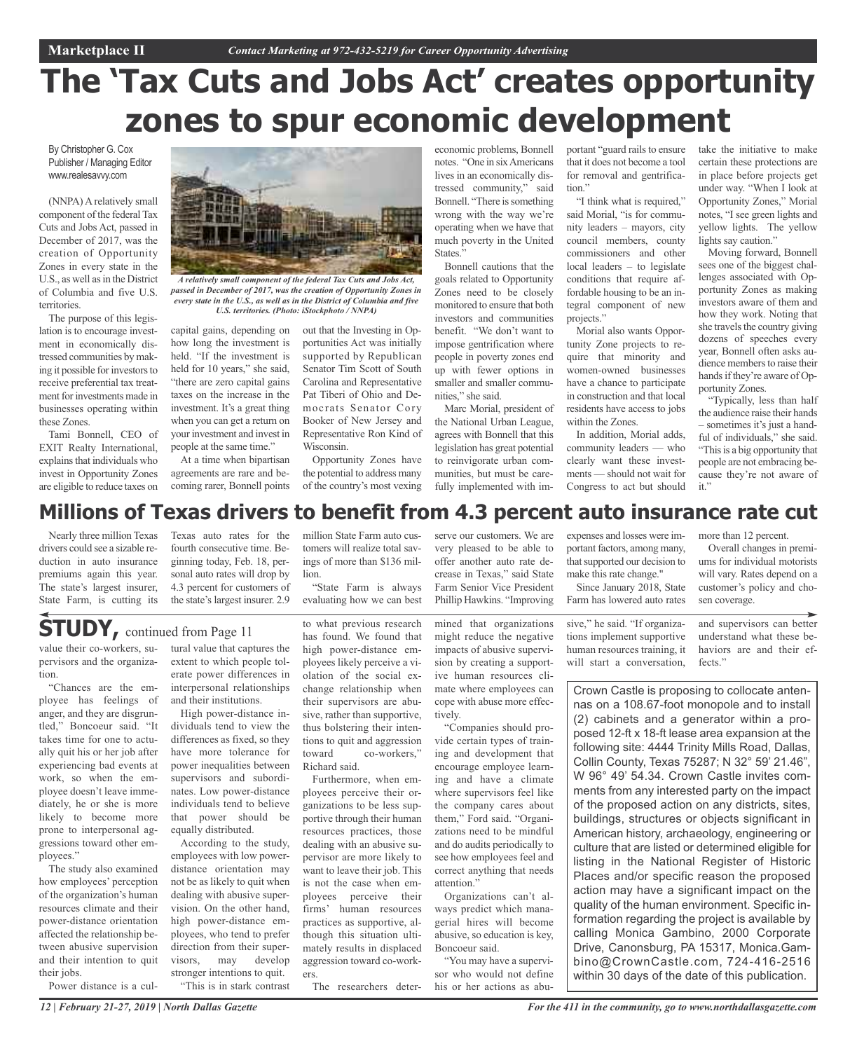# The 'Tax Cuts and Jobs Act' creates opportunity zones to spur economic development

By Christopher G. Cox
Publisher / Managing Editor
www.realesavvy.com

(NNPA) A relatively small component of the federal Tax Cuts and Jobs Act, passed in December of 2017, was the creation of Opportunity Zones in every state in the U.S., as well as in the District of Columbia and five U.S. territories.

*A relatively small component of the federal Tax Cuts and Jobs Act, passed in December of 2017, was the creation of Opportunity Zones in every state in the U.S., as well as in the District of Columbia and five U.S. territories. (Photo: iStockphoto / NNPA)*

The purpose of this legislation is to encourage investment in economically distressed communities by making it possible for investors to receive preferential tax treatment for investments made in businesses operating within these Zones.

Tami Bonnell, CEO of EXIT Realty International, explains that individuals who invest in Opportunity Zones are eligible to reduce taxes on capital gains, depending on how long the investment is held. "If the investment is held for 10 years," she said, "there are zero capital gains taxes on the increase in the investment. It's a great thing when you can get a return on your investment and invest in people at the same time."

At a time when bipartisan agreements are rare and becoming rarer, Bonnell points out that the Investing in Opportunities Act was initially supported by Republican Senator Tim Scott of South Carolina and Representative Pat Tiberi of Ohio and Democrats Senator Cory Booker of New Jersey and Representative Ron Kind of Wisconsin.

Opportunity Zones have the potential to address many of the country's most vexing economic problems, Bonnell notes. "One in six Americans lives in an economically distressed community," said Bonnell. "There is something wrong with the way we're operating when we have that much poverty in the United States."

Bonnell cautions that the goals related to Opportunity Zones need to be closely monitored to ensure that both investors and communities benefit. "We don't want to impose gentrification where people in poverty zones end up with fewer options in smaller and smaller communities," she said.

Marc Morial, president of the National Urban League, agrees with Bonnell that this legislation has great potential to reinvigorate urban communities, but must be carefully implemented with important "guard rails to ensure that it does not become a tool for removal and gentrification."

"I think what is required," said Morial, "is for community leaders – mayors, city council members, county commissioners and other local leaders – to legislate conditions that require affordable housing to be an integral component of new projects."

Morial also wants Opportunity Zone projects to require that minority and women-owned businesses have a chance to participate in construction and that local residents have access to jobs within the Zones.

In addition, Morial adds, community leaders — who clearly want these investments — should not wait for Congress to act but should take the initiative to make certain these protections are in place before projects get under way. "When I look at Opportunity Zones," Morial notes, "I see green lights and yellow lights. The yellow lights say caution."

Moving forward, Bonnell sees one of the biggest challenges associated with Opportunity Zones as making investors aware of them and how they work. Noting that she travels the country giving dozens of speeches every year, Bonnell often asks audience members to raise their hands if they're aware of Opportunity Zones.

"Typically, less than half the audience raise their hands – sometimes it's just a handful of individuals," she said. "This is a big opportunity that people are not embracing because they're not aware of it."

# Millions of Texas drivers to benefit from 4.3 percent auto insurance rate cut

Nearly three million Texas drivers could see a sizable reduction in auto insurance premiums again this year. The state's largest insurer, State Farm, is cutting its Texas auto rates for the fourth consecutive time. Beginning today, Feb. 18, personal auto rates will drop by 4.3 percent for customers of the state's largest insurer. 2.9 million State Farm auto customers will realize total savings of more than $136 million.

"State Farm is always evaluating how we can best serve our customers. We are very pleased to be able to offer another auto rate decrease in Texas," said State Farm Senior Vice President Phillip Hawkins. "Improving expenses and losses were important factors, among many, that supported our decision to make this rate change."

Since January 2018, State Farm has lowered auto rates more than 12 percent.

Overall changes in premiums for individual motorists will vary. Rates depend on a customer's policy and chosen coverage.

# STUDY, continued from Page 11

value their co-workers, supervisors and the organization.

"Chances are the employee has feelings of anger, and they are disgruntled," Boncoeur said. "It takes time for one to actually quit his or her job after experiencing bad events at work, so when the employee doesn't leave immediately, he or she is more likely to become more prone to interpersonal aggressions toward other employees."

The study also examined how employees' perception of the organization's human resources climate and their power-distance orientation affected the relationship between abusive supervision and their intention to quit their jobs.

Power distance is a cultural value that captures the extent to which people tolerate power differences in interpersonal relationships and their institutions.

High power-distance individuals tend to view the differences as fixed, so they have more tolerance for power inequalities between supervisors and subordinates. Low power-distance individuals tend to believe that power should be equally distributed.

According to the study, employees with low power-distance orientation may not be as likely to quit when dealing with abusive supervision. On the other hand, high power-distance employees, who tend to prefer direction from their supervisors, may develop stronger intentions to quit.

"This is in stark contrast to what previous research has found. We found that high power-distance employees likely perceive a violation of the social exchange relationship when their supervisors are abusive, rather than supportive, thus bolstering their intentions to quit and aggression toward co-workers," Richard said.

Furthermore, when employees perceive their organizations to be less supportive through their human resources practices, those dealing with an abusive supervisor are more likely to want to leave their job. This is not the case when employees perceive their firms' human resources practices as supportive, although this situation ultimately results in displaced aggression toward co-workers.

The researchers determined that organizations might reduce the negative impacts of abusive supervision by creating a supportive human resources climate where employees can cope with abuse more effectively.

"Companies should provide certain types of training and development that encourage employee learning and have a climate where supervisors feel like the company cares about them," Ford said. "Organizations need to be mindful and do audits periodically to see how employees feel and correct anything that needs attention."

Organizations can't always predict which managerial hires will become abusive, so education is key, Boncoeur said.

"You may have a supervisor who would not define his or her actions as abusive," he said. "If organizations implement supportive human resources training, it will start a conversation, and supervisors can better understand what these behaviors are and their effects."

Crown Castle is proposing to collocate antennas on a 108.67-foot monopole and to install (2) cabinets and a generator within a proposed 12-ft x 18-ft lease area expansion at the following site: 4444 Trinity Mills Road, Dallas, Collin County, Texas 75287; N 32° 59' 21.46", W 96° 49' 54.34. Crown Castle invites comments from any interested party on the impact of the proposed action on any districts, sites, buildings, structures or objects significant in American history, archaeology, engineering or culture that are listed or determined eligible for listing in the National Register of Historic Places and/or specific reason the proposed action may have a significant impact on the quality of the human environment. Specific information regarding the project is available by calling Monica Gambino, 2000 Corporate Drive, Canonsburg, PA 15317, Monica.Gambino@CrownCastle.com, 724-416-2516 within 30 days of the date of this publication.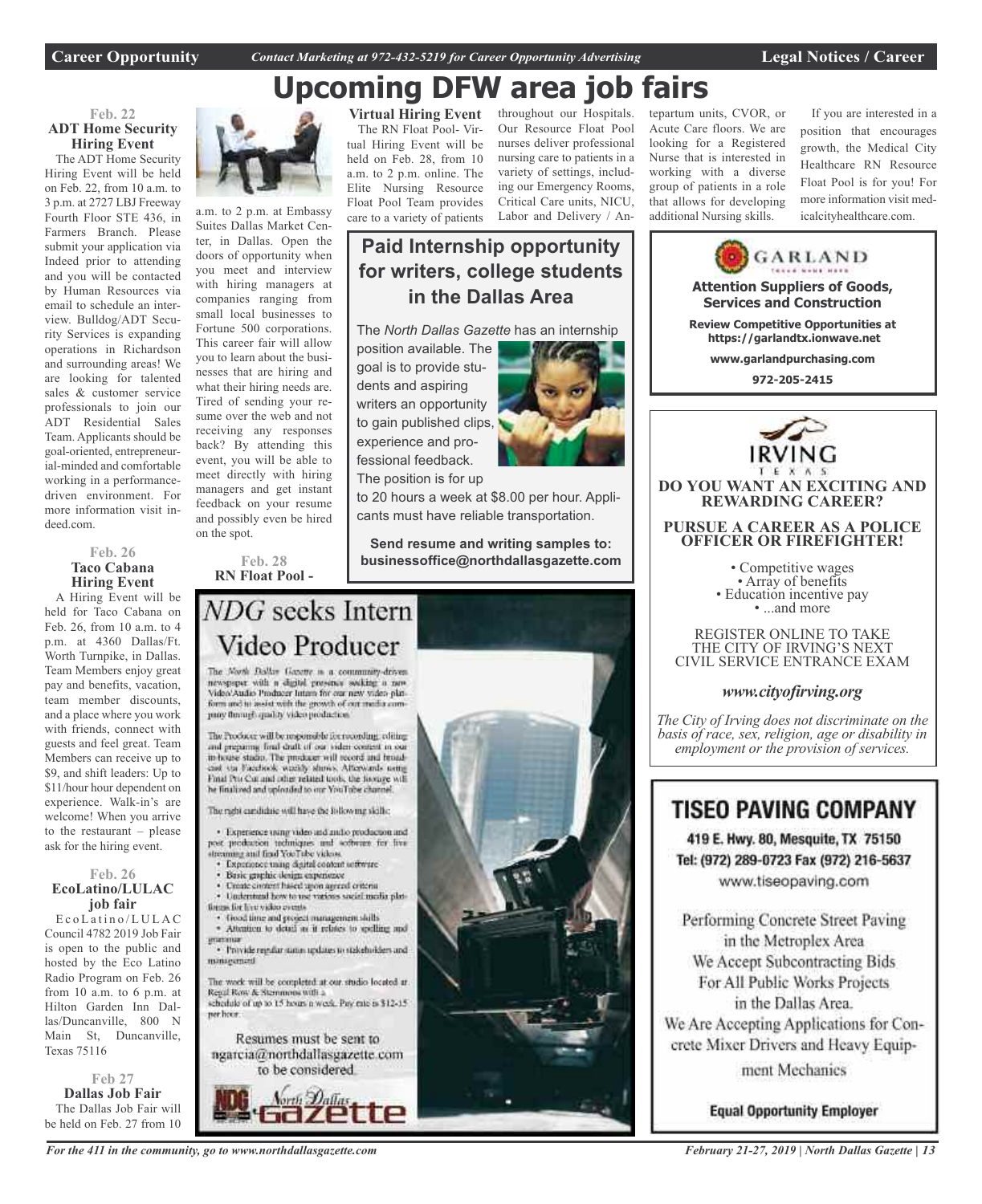# Upcoming DFW area job fairs

**Feb. 22**
**ADT Home Security Hiring Event**

The ADT Home Security Hiring Event will be held on Feb. 22, from 10 a.m. to 3 p.m. at 2727 LBJ Freeway Fourth Floor STE 436, in Farmers Branch. Please submit your application via Indeed prior to attending and you will be contacted by Human Resources via email to schedule an interview. Bulldog/ADT Security Services is expanding operations in Richardson and surrounding areas! We are looking for talented sales & customer service professionals to join our ADT Residential Sales Team. Applicants should be goal-oriented, entrepreneurial-minded and comfortable working in a performance-driven environment. For more information visit indeed.com.

**Feb. 26**
**Taco Cabana Hiring Event**

A Hiring Event will be held for Taco Cabana on Feb. 26, from 10 a.m. to 4 p.m. at 4360 Dallas/Ft. Worth Turnpike, in Dallas. Team Members enjoy great pay and benefits, vacation, team member discounts, and a place where you work with friends, connect with guests and feel great. Team Members can receive up to $9, and shift leaders: Up to $11/hour hour dependent on experience. Walk-in's are welcome! When you arrive to the restaurant – please ask for the hiring event.

**Feb. 26**
**EcoLatino/LULAC job fair**

EcoLatino/LULAC Council 4782 2019 Job Fair is open to the public and hosted by the Eco Latino Radio Program on Feb. 26 from 10 a.m. to 6 p.m. at Hilton Garden Inn Dallas/Duncanville, 800 N Main St, Duncanville, Texas 75116

**Feb 27**
**Dallas Job Fair**

The Dallas Job Fair will be held on Feb. 27 from 10 a.m. to 2 p.m. at Embassy Suites Dallas Market Center, in Dallas. Open the doors of opportunity when you meet and interview with hiring managers at companies ranging from small local businesses to Fortune 500 corporations. This career fair will allow you to learn about the businesses that are hiring and what their hiring needs are. Tired of sending your resume over the web and not receiving any responses back? By attending this event, you will be able to meet directly with hiring managers and get instant feedback on your resume and possibly even be hired on the spot.

**Feb. 28**
**RN Float Pool - Virtual Hiring Event**

The RN Float Pool- Virtual Hiring Event will be held on Feb. 28, from 10 a.m. to 2 p.m. online. The Elite Nursing Resource Float Pool Team provides care to a variety of patients throughout our Hospitals. Our Resource Float Pool nurses deliver professional nursing care to patients in a variety of settings, including our Emergency Rooms, Critical Care units, NICU, Labor and Delivery / Antepartum units, CVOR, or Acute Care floors. We are looking for a Registered Nurse that is interested in working with a diverse group of patients in a role that allows for developing additional Nursing skills.

If you are interested in a position that encourages growth, the Medical City Healthcare RN Resource Float Pool is for you! For more information visit medicalcityhealthcare.com.

## Paid Internship opportunity for writers, college students in the Dallas Area

The *North Dallas Gazette* has an internship position available. The goal is to provide students and aspiring writers an opportunity to gain published clips, experience and professional feedback. The position is for up to 20 hours a week at $8.00 per hour. Applicants must have reliable transportation.

**Send resume and writing samples to: businessoffice@northdallasgazette.com**

## *NDG* seeks Intern Video Producer

The North Dallas Gazette is a community-driven newspaper with a digital presence seeking a new Video/Audio Producer Intern for our new video platform and to assist with the growth of our media company through quality video production.

The Producer will be responsible for recording, editing and preparing final draft of our video content in our in-house studio. The producer will record and broadcast via Facebook weekly shows. Afterwards using Final Pro Cut and other related tools, the footage will be finalized and uploaded to our YouTube channel.

The right candidate will have the following skills:

- Experience using video and audio production and post production techniques and software for live streaming and final YouTube videos.
- Experience using digital content software
- Basic graphic design experience
- Create content based upon agreed criteria
- Understand how to use various social media platforms for live video events
- Good time and project management skills
- Attention to detail as it relates to spelling and grammar
- Provide regular status updates to stakeholders and management

The work will be completed at our studio located at Regal Row & Stemmons with a schedule of up to 15 hours a week. Pay rate is $12-15 per hour.

Resumes must be sent to ngarcia@northdallasgazette.com to be considered.

North Dallas Gazette

**GARLAND**

**Attention Suppliers of Goods, Services and Construction**

**Review Competitive Opportunities at https://garlandtx.ionwave.net**

**www.garlandpurchasing.com**

**972-205-2415**

**IRVING TEXAS**

**DO YOU WANT AN EXCITING AND REWARDING CAREER?**

**PURSUE A CAREER AS A POLICE OFFICER OR FIREFIGHTER!**

- Competitive wages
- Array of benefits
- Education incentive pay
- ...and more

REGISTER ONLINE TO TAKE THE CITY OF IRVING'S NEXT CIVIL SERVICE ENTRANCE EXAM

***www.cityofirving.org***

*The City of Irving does not discriminate on the basis of race, sex, religion, age or disability in employment or the provision of services.*

## TISEO PAVING COMPANY

**419 E. Hwy. 80, Mesquite, TX 75150**
**Tel: (972) 289-0723 Fax (972) 216-5637**
www.tiseopaving.com

Performing Concrete Street Paving in the Metroplex Area
We Accept Subcontracting Bids For All Public Works Projects in the Dallas Area.
We Are Accepting Applications for Concrete Mixer Drivers and Heavy Equipment Mechanics

**Equal Opportunity Employer**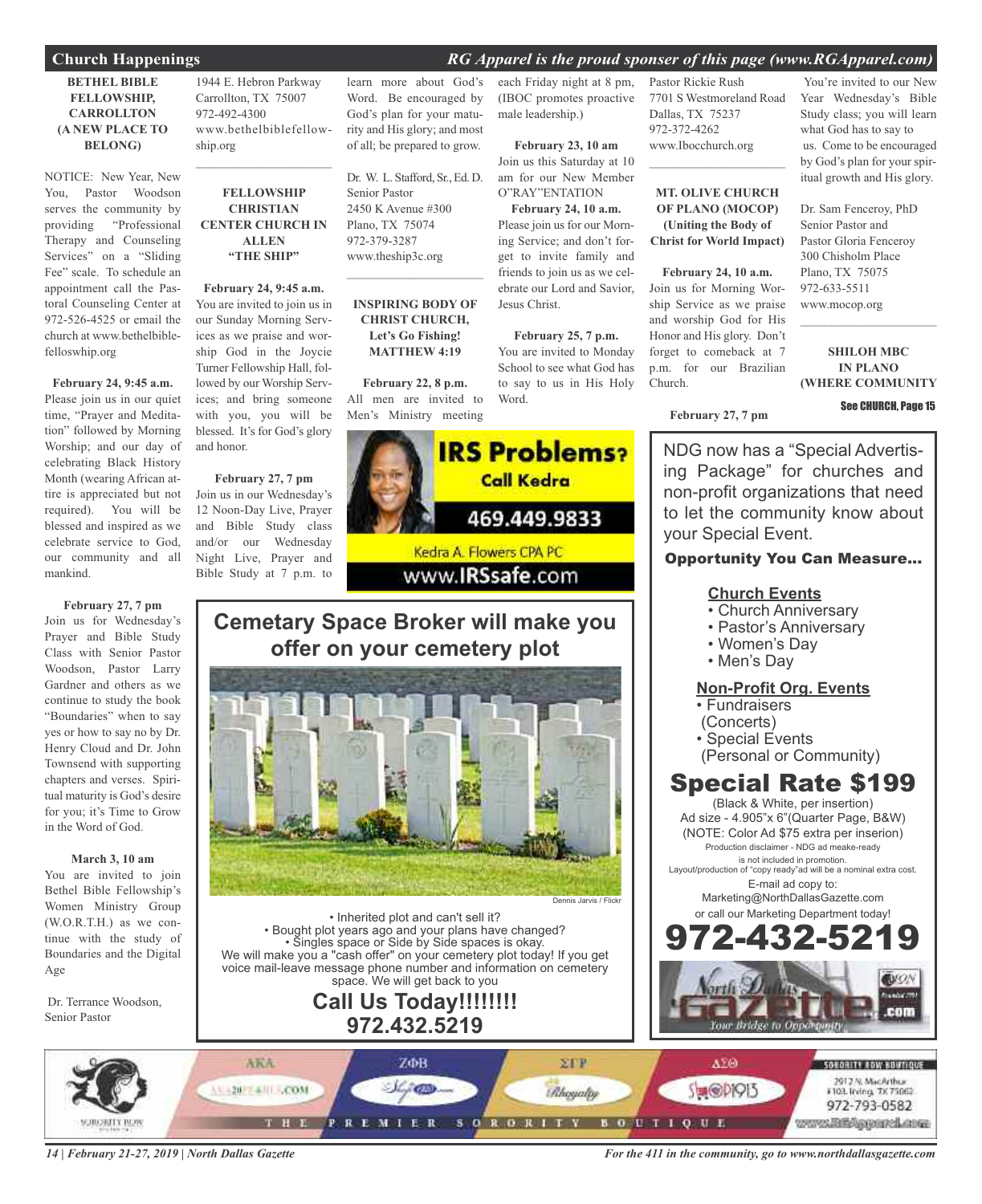## Church Happenings

*RG Apparel is the proud sponser of this page (www.RGApparel.com)*

**BETHEL BIBLE FELLOWSHIP, CARROLLTON (A NEW PLACE TO BELONG)**

NOTICE: New Year, New You, Pastor Woodson serves the community by providing "Professional Therapy and Counseling Services" on a "Sliding Fee" scale. To schedule an appointment call the Pastoral Counseling Center at 972-526-4525 or email the church at www.bethelbiblefelloswhip.org

**February 24, 9:45 a.m.**
Please join us in our quiet time, "Prayer and Meditation" followed by Morning Worship; and our day of celebrating Black History Month (wearing African attire is appreciated but not required). You will be blessed and inspired as we celebrate service to God, our community and all mankind.

**February 27, 7 pm**
Join us for Wednesday's Prayer and Bible Study Class with Senior Pastor Woodson, Pastor Larry Gardner and others as we continue to study the book "Boundaries" when to say yes or how to say no by Dr. Henry Cloud and Dr. John Townsend with supporting chapters and verses. Spiritual maturity is God's desire for you; it's Time to Grow in the Word of God.

**March 3, 10 am**
You are invited to join Bethel Bible Fellowship's Women Ministry Group (W.O.R.T.H.) as we continue with the study of Boundaries and the Digital Age

Dr. Terrance Woodson, Senior Pastor
1944 E. Hebron Parkway
Carrollton, TX 75007
972-492-4300
www.bethelbiblefellowship.org

---

**FELLOWSHIP CHRISTIAN CENTER CHURCH IN ALLEN "THE SHIP"**

**February 24, 9:45 a.m.**
You are invited to join us in our Sunday Morning Services as we praise and worship God in the Joycie Turner Fellowship Hall, followed by our Worship Services; and bring someone with you, you will be blessed. It's for God's glory and honor.

**February 27, 7 pm**
Join us in our Wednesday's 12 Noon-Day Live, Prayer and Bible Study class and/or our Wednesday Night Live, Prayer and Bible Study at 7 p.m. to learn more about God's Word. Be encouraged by God's plan for your maturity and His glory; and most of all; be prepared to grow.

Dr. W. L. Stafford, Sr., Ed. D.
Senior Pastor
2450 K Avenue #300
Plano, TX 75074
972-379-3287
www.theship3c.org

---

**INSPIRING BODY OF CHRIST CHURCH, Let's Go Fishing! MATTHEW 4:19**

**February 22, 8 p.m.**
All men are invited to Men's Ministry meeting each Friday night at 8 pm, (IBOC promotes proactive male leadership.)

**February 23, 10 am**
Join us this Saturday at 10 am for our New Member O"RAY"ENTATION

**February 24, 10 a.m.**
Please join us for our Morning Service; and don't forget to invite family and friends to join us as we celebrate our Lord and Savior, Jesus Christ.

**February 25, 7 p.m.**
You are invited to Monday School to see what God has to say to us in His Holy Word.

Pastor Rickie Rush
7701 S Westmoreland Road
Dallas, TX 75237
972-372-4262
www.Ibocchurch.org

---

**MT. OLIVE CHURCH OF PLANO (MOCOP) (Uniting the Body of Christ for World Impact)**

**February 24, 10 a.m.**
Join us for Morning Worship Service as we praise and worship God for His Honor and His glory. Don't forget to comeback at 7 p.m. for our Brazilian Church.

**February 27, 7 pm**
You're invited to our New Year Wednesday's Bible Study class; you will learn what God has to say to us. Come to be encouraged by God's plan for your spiritual growth and His glory.

Dr. Sam Fenceroy, PhD
Senior Pastor and
Pastor Gloria Fenceroy
300 Chisholm Place
Plano, TX 75075
972-633-5511
www.mocop.org

---

**SHILOH MBC IN PLANO (WHERE COMMUNITY**

See CHURCH, Page 15

---

**IRS Problems? Call Kedra**
469.449.9833
Kedra A. Flowers CPA PC
www.IRSsafe.com

---

**Cemetary Space Broker will make you offer on your cemetery plot**

Dennis Jarvis / Flickr

- Inherited plot and can't sell it?
- Bought plot years ago and your plans have changed?
- Singles space or Side by Side spaces is okay.

We will make you a "cash offer" on your cemetery plot today! If you get voice mail-leave message phone number and information on cemetery space. We will get back to you

**Call Us Today!!!!!!!!**
**972.432.5219**

---

NDG now has a "Special Advertising Package" for churches and non-profit organizations that need to let the community know about your Special Event.

**Opportunity You Can Measure...**

**Church Events**
- Church Anniversary
- Pastor's Anniversary
- Women's Day
- Men's Day

**Non-Profit Org. Events**
- Fundraisers (Concerts)
- Special Events (Personal or Community)

**Special Rate $199**
(Black & White, per insertion)
Ad size - 4.905"x 6"(Quarter Page, B&W)
(NOTE: Color Ad $75 extra per inserion)
Production disclaimer - NDG ad meake-ready is not included in promotion.
Layout/production of "copy ready"ad will be a nominal extra cost.
E-mail ad copy to:
Marketing@NorthDallasGazette.com
or call our Marketing Department today!
**972-432-5219**

North Dallas Gazette.com — Your Bridge to Opportunity

---

SORORITY ROW — AKA — ΖΦΒ — ΣΓΡ — ΔΣΘ — THE PREMIER SORORITY BOUTIQUE
SORORITY ROW BOUTIQUE
2912 N. MacArthur #103, Irving, TX 75062
972-793-0582
www.RGApparel.com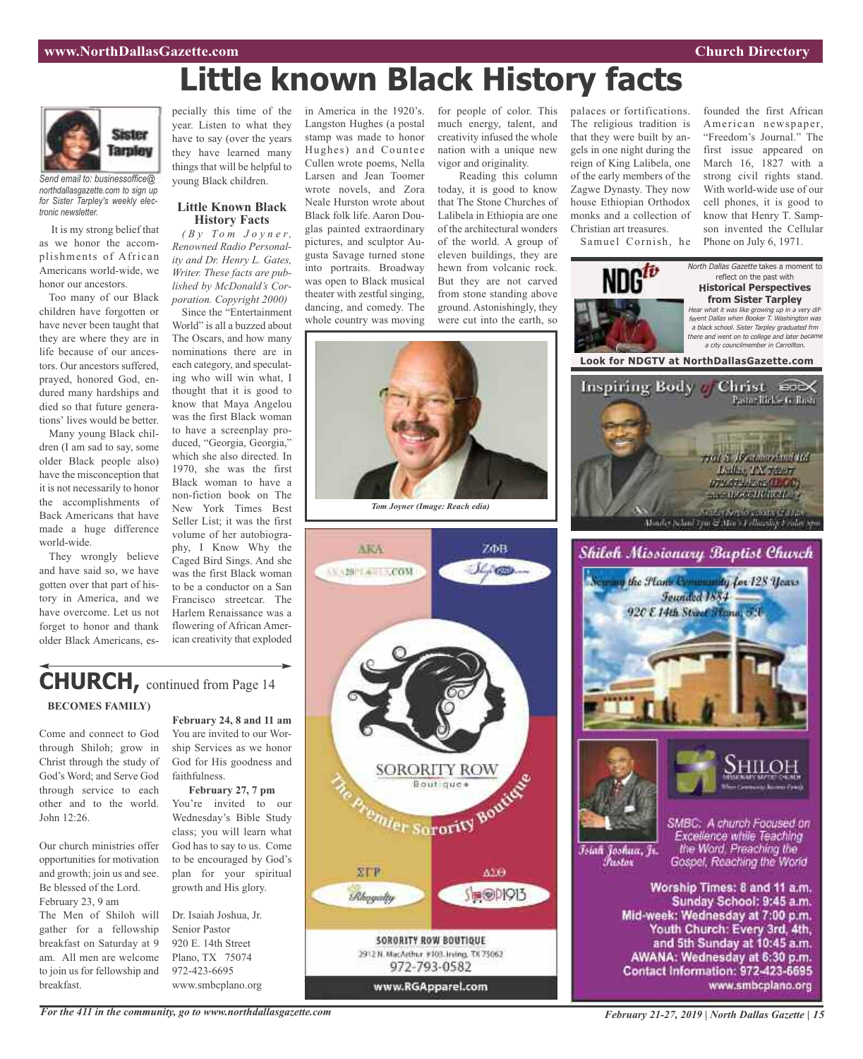# Little known Black History facts

*Send email to: businessoffice@northdallasgazette.com to sign up for Sister Tarpley's weekly electronic newsletter.*

It is my strong belief that as we honor the accomplishments of African Americans world-wide, we honor our ancestors.

Too many of our Black children have forgotten or have never been taught that they are where they are in life because of our ancestors. Our ancestors suffered, prayed, honored God, endured many hardships and died so that future generations' lives would be better.

Many young Black children (I am sad to say, some older Black people also) have the misconception that it is not necessarily to honor the accomplishments of Back Americans that have made a huge difference world-wide.

They wrongly believe and have said so, we have gotten over that part of history in America, and we have overcome. Let us not forget to honor and thank older Black Americans, especially this time of the year. Listen to what they have to say (over the years they have learned many things that will be helpful to young Black children.

### Little Known Black History Facts

*(By Tom Joyner, Renowned Radio Personality and Dr. Henry L. Gates, Writer. These facts are published by McDonald's Corporation. Copyright 2000)*

Since the "Entertainment World" is all a buzzed about The Oscars, and how many nominations there are in each category, and speculating who will win what, I thought that it is good to know that Maya Angelou was the first Black woman to have a screenplay produced, "Georgia, Georgia," which she also directed. In 1970, she was the first Black woman to have a non-fiction book on The New York Times Best Seller List; it was the first volume of her autobiography, I Know Why the Caged Bird Sings. And she was the first Black woman to be a conductor on a San Francisco streetcar. The Harlem Renaissance was a flowering of African American creativity that exploded in America in the 1920's. Langston Hughes (a postal stamp was made to honor Hughes) and Countee Cullen wrote poems, Nella Larsen and Jean Toomer wrote novels, and Zora Neale Hurston wrote about Black folk life. Aaron Douglas painted extraordinary pictures, and sculptor Augusta Savage turned stone into portraits. Broadway was open to Black musical theater with zestful singing, dancing, and comedy. The whole country was moving for people of color. This much energy, talent, and creativity infused the whole nation with a unique new vigor and originality.

Reading this column today, it is good to know that The Stone Churches of Lalibela in Ethiopia are one of the architectural wonders of the world. A group of eleven buildings, they are hewn from volcanic rock. But they are not carved from stone standing above ground. Astonishingly, they were cut into the earth, so palaces or fortifications. The religious tradition is that they were built by angels in one night during the reign of King Lalibela, one of the early members of the Zagwe Dynasty. They now house Ethiopian Orthodox monks and a collection of Christian art treasures.

Samuel Cornish, he founded the first African American newspaper, "Freedom's Journal." The first issue appeared on March 16, 1827 with a strong civil rights stand. With world-wide use of our cell phones, it is good to know that Henry T. Sampson invented the Cellular Phone on July 6, 1971.

*Tom Joyner (Image: Reach edia)*

*North Dallas Gazette* takes a moment to reflect on the past with **Historical Perspectives from Sister Tarpley**

*Hear what it was like growing up in a very different Dallas when Booker T. Washington was a black school. Sister Tarpley graduated frm there and went on to college and later became a city councilmember in Carrollton.*

**Look for NDGTV at NorthDallasGazette.com**

## CHURCH, continued from Page 14

**BECOMES FAMILY)**

Come and connect to God through Shiloh; grow in Christ through the study of God's Word; and Serve God through service to each other and to the world. John 12:26.

Our church ministries offer opportunities for motivation and growth; join us and see. Be blessed of the Lord.

February 23, 9 am
The Men of Shiloh will gather for a fellowship breakfast on Saturday at 9 am. All men are welcome to join us for fellowship and breakfast.

**February 24, 8 and 11 am**
You are invited to our Worship Services as we honor God for His goodness and faithfulness.

**February 27, 7 pm**
You're invited to our Wednesday's Bible Study class; you will learn what God has to say to us. Come to be encouraged by God's plan for your spiritual growth and His glory.

Dr. Isaiah Joshua, Jr.
Senior Pastor
920 E. 14th Street
Plano, TX 75074
972-423-6695
www.smbcplano.org

---

**SORORITY ROW Boutique** — The Premier Sorority Boutique
SORORITY ROW BOUTIQUE
2912 N. MacArthur #103, Irving, TX 75062
972-793-0582
www.RGApparel.com

---

**Inspiring Body of Christ** — Pastor Rickie G. Rush
7701 S. Westmoreland Rd., Dallas, TX 75237

---

**Shiloh Missionary Baptist Church**
Serving the Plano Community for 128 Years
Founded 1884
920 E 14th Street Plano, TX

Isiah Joshua, Jr. Pastor

SMBC: A church Focused on Excellence while Teaching the Word, Preaching the Gospel, Reaching the World

Worship Times: 8 and 11 a.m.
Sunday School: 9:45 a.m.
Mid-week: Wednesday at 7:00 p.m.
Youth Church: Every 3rd, 4th, and 5th Sunday at 10:45 a.m.
AWANA: Wednesday at 6:30 p.m.
Contact Information: 972-423-6695
www.smbcplano.org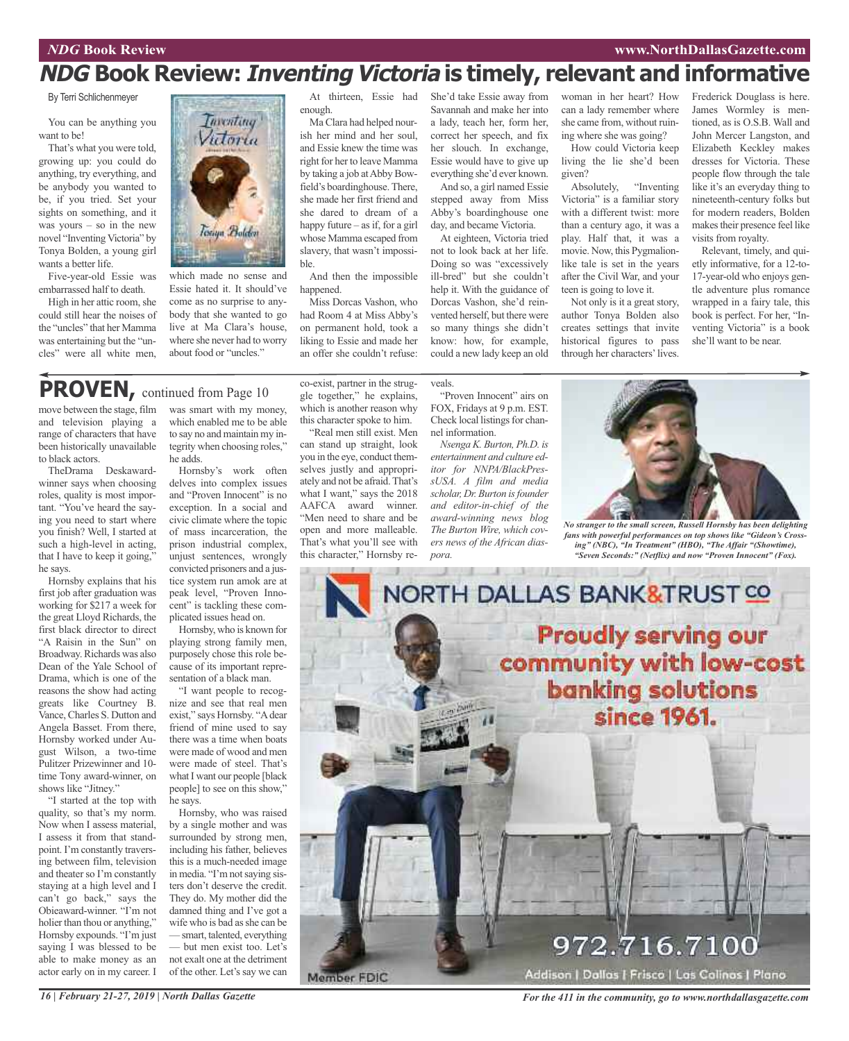# *NDG* Book Review: *Inventing Victoria* is timely, relevant and informative

By Terri Schlichenmeyer

You can be anything you want to be!

That's what you were told, growing up: you could do anything, try everything, and be anybody you wanted to be, if you tried. Set your sights on something, and it was yours – so in the new novel "Inventing Victoria" by Tonya Bolden, a young girl wants a better life.

Five-year-old Essie was embarrassed half to death.

High in her attic room, she could still hear the noises of the "uncles" that her Mamma was entertaining but the "uncles" were all white men, which made no sense and Essie hated it. It should've come as no surprise to anybody that she wanted to go live at Ma Clara's house, where she never had to worry about food or "uncles."

At thirteen, Essie had enough.

Ma Clara had helped nourish her mind and her soul, and Essie knew the time was right for her to leave Mamma by taking a job at Abby Bowfield's boardinghouse. There, she made her first friend and she dared to dream of a happy future – as if, for a girl whose Mamma escaped from slavery, that wasn't impossible.

And then the impossible happened.

Miss Dorcas Vashon, who had Room 4 at Miss Abby's on permanent hold, took a liking to Essie and made her an offer she couldn't refuse: She'd take Essie away from Savannah and make her into a lady, teach her, form her, correct her speech, and fix her slouch. In exchange, Essie would have to give up everything she'd ever known.

And so, a girl named Essie stepped away from Miss Abby's boardinghouse one day, and became Victoria.

At eighteen, Victoria tried not to look back at her life. Doing so was "excessively ill-bred" but she couldn't help it. With the guidance of Dorcas Vashon, she'd reinvented herself, but there were so many things she didn't know: how, for example, could a new lady keep an old woman in her heart? How can a lady remember where she came from, without ruining where she was going?

How could Victoria keep living the lie she'd been given?

Absolutely, "Inventing Victoria" is a familiar story with a different twist: more than a century ago, it was a play. Half that, it was a movie. Now, this Pygmalion-like tale is set in the years after the Civil War, and your teen is going to love it.

Not only is it a great story, author Tonya Bolden also creates settings that invite historical figures to pass through her characters' lives. Frederick Douglass is here. James Wormley is mentioned, as is O.S.B. Wall and John Mercer Langston, and Elizabeth Keckley makes dresses for Victoria. These people flow through the tale like it's an everyday thing to nineteenth-century folks but for modern readers, Bolden makes their presence feel like visits from royalty.

Relevant, timely, and quietly informative, for a 12-to-17-year-old who enjoys gentle adventure plus romance wrapped in a fairy tale, this book is perfect. For her, "Inventing Victoria" is a book she'll want to be near.

## PROVEN, continued from Page 10

move between the stage, film and television playing a range of characters that have been historically unavailable to black actors.

TheDrama Deskaward-winner says when choosing roles, quality is most important. "You've heard the saying you need to start where you finish? Well, I started at such a high-level in acting, that I have to keep it going," he says.

Hornsby explains that his first job after graduation was working for $217 a week for the great Lloyd Richards, the first black director to direct "A Raisin in the Sun" on Broadway. Richards was also Dean of the Yale School of Drama, which is one of the reasons the show had acting greats like Courtney B. Vance, Charles S. Dutton and Angela Basset. From there, Hornsby worked under August Wilson, a two-time Pulitzer Prizewinner and 10-time Tony award-winner, on shows like "Jitney."

"I started at the top with quality, so that's my norm. Now when I assess material, I assess it from that standpoint. I'm constantly traversing between film, television and theater so I'm constantly staying at a high level and I can't go back," says the Obieaward-winner. "I'm not holier than thou or anything," Hornsby expounds. "I'm just saying I was blessed to be able to make money as an actor early on in my career. I was smart with my money, which enabled me to be able to say no and maintain my integrity when choosing roles," he adds.

Hornsby's work often delves into complex issues and "Proven Innocent" is no exception. In a social and civic climate where the topic of mass incarceration, the prison industrial complex, unjust sentences, wrongly convicted prisoners and a justice system run amok are at peak level, "Proven Innocent" is tackling these complicated issues head on.

Hornsby, who is known for playing strong family men, purposely chose this role because of its important representation of a black man.

"I want people to recognize and see that real men exist," says Hornsby. "A dear friend of mine used to say there was a time when boats were made of wood and men were made of steel. That's what I want our people [black people] to see on this show," he says.

Hornsby, who was raised by a single mother and was surrounded by strong men, including his father, believes this is a much-needed image in media. "I'm not saying sisters don't deserve the credit. They do. My mother did the damned thing and I've got a wife who is bad as she can be — smart, talented, everything — but men exist too. Let's not exalt one at the detriment of the other. Let's say we can co-exist, partner in the struggle together," he explains, which is another reason why this character spoke to him.

"Real men still exist. Men can stand up straight, look you in the eye, conduct themselves justly and appropriately and not be afraid. That's what I want," says the 2018 AAFCA award winner. "Men need to share and be open and more malleable. That's what you'll see with this character," Hornsby reveals.

"Proven Innocent" airs on FOX, Fridays at 9 p.m. EST. Check local listings for channel information.

*Nsenga K. Burton, Ph.D. is entertainment and culture editor for NNPA/BlackPressUSA. A film and media scholar, Dr. Burton is founder and editor-in-chief of the award-winning news blog The Burton Wire, which covers news of the African diaspora.*

***No stranger to the small screen, Russell Hornsby has been delighting fans with powerful performances on top shows like "Gideon's Crossing" (NBC), "In Treatment" (HBO), "The Affair "(Showtime), "Seven Seconds:" (Netflix) and now "Proven Innocent" (Fox).***

NORTH DALLAS BANK & TRUST CO

Proudly serving our community with low-cost banking solutions since 1961.

972.716.7100

Addison | Dallas | Frisco | Las Colinas | Plano

Member FDIC